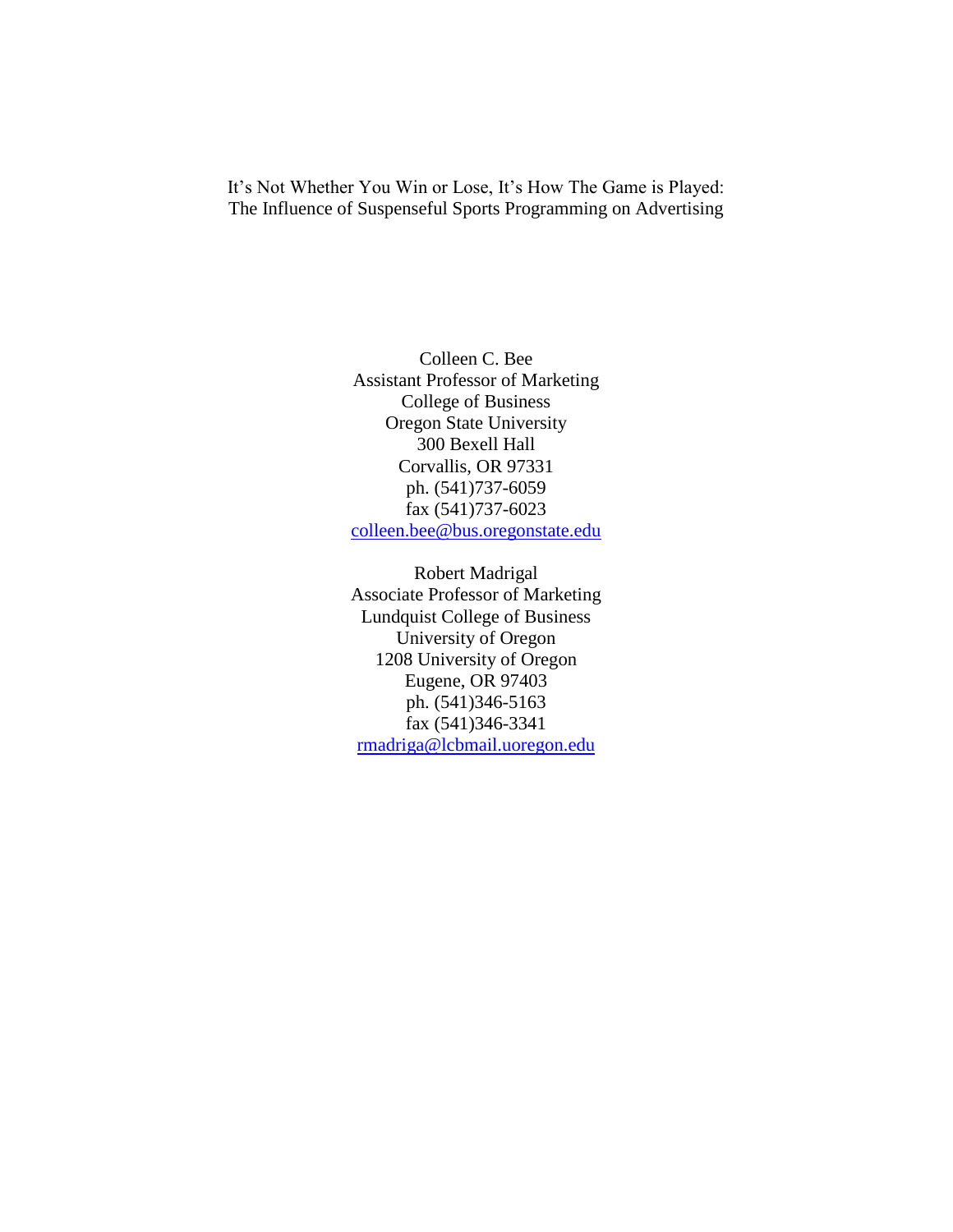# It's Not Whether You Win or Lose, It's How The Game is Played: The Influence of Suspenseful Sports Programming on Advertising

Colleen C. Bee
Assistant Professor of Marketing
College of Business
Oregon State University
300 Bexell Hall
Corvallis, OR 97331
ph. (541)737-6059
fax (541)737-6023
colleen.bee@bus.oregonstate.edu

Robert Madrigal
Associate Professor of Marketing
Lundquist College of Business
University of Oregon
1208 University of Oregon
Eugene, OR 97403
ph. (541)346-5163
fax (541)346-3341
rmadriga@lcbmail.uoregon.edu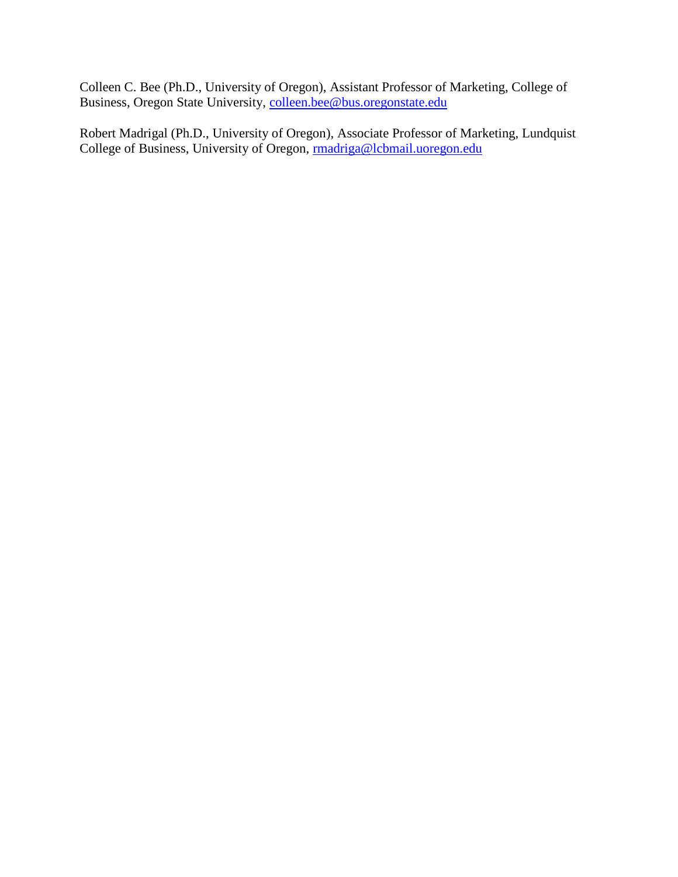Colleen C. Bee (Ph.D., University of Oregon), Assistant Professor of Marketing, College of Business, Oregon State University, colleen.bee@bus.oregonstate.edu

Robert Madrigal (Ph.D., University of Oregon), Associate Professor of Marketing, Lundquist College of Business, University of Oregon, rmadriga@lcbmail.uoregon.edu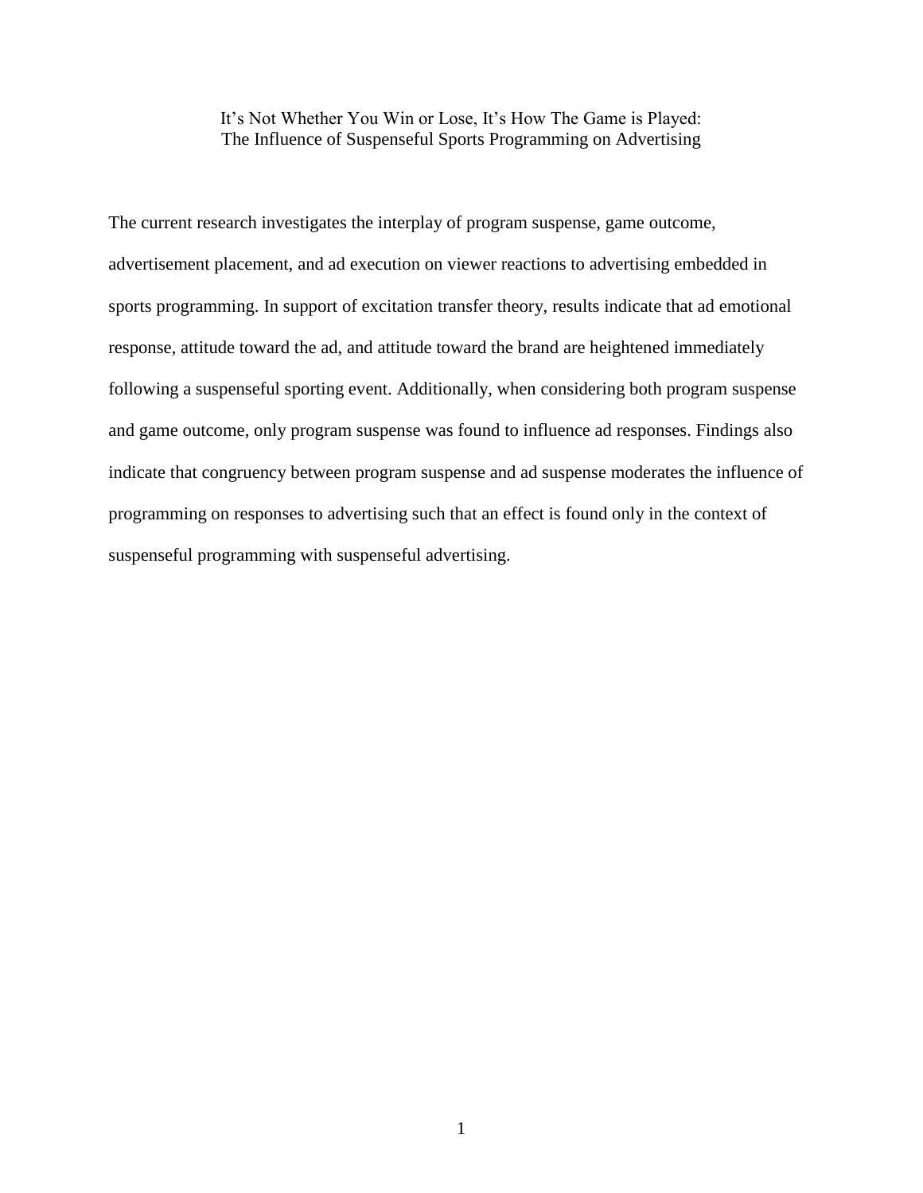# It's Not Whether You Win or Lose, It's How The Game is Played: The Influence of Suspenseful Sports Programming on Advertising

The current research investigates the interplay of program suspense, game outcome, advertisement placement, and ad execution on viewer reactions to advertising embedded in sports programming. In support of excitation transfer theory, results indicate that ad emotional response, attitude toward the ad, and attitude toward the brand are heightened immediately following a suspenseful sporting event. Additionally, when considering both program suspense and game outcome, only program suspense was found to influence ad responses. Findings also indicate that congruency between program suspense and ad suspense moderates the influence of programming on responses to advertising such that an effect is found only in the context of suspenseful programming with suspenseful advertising.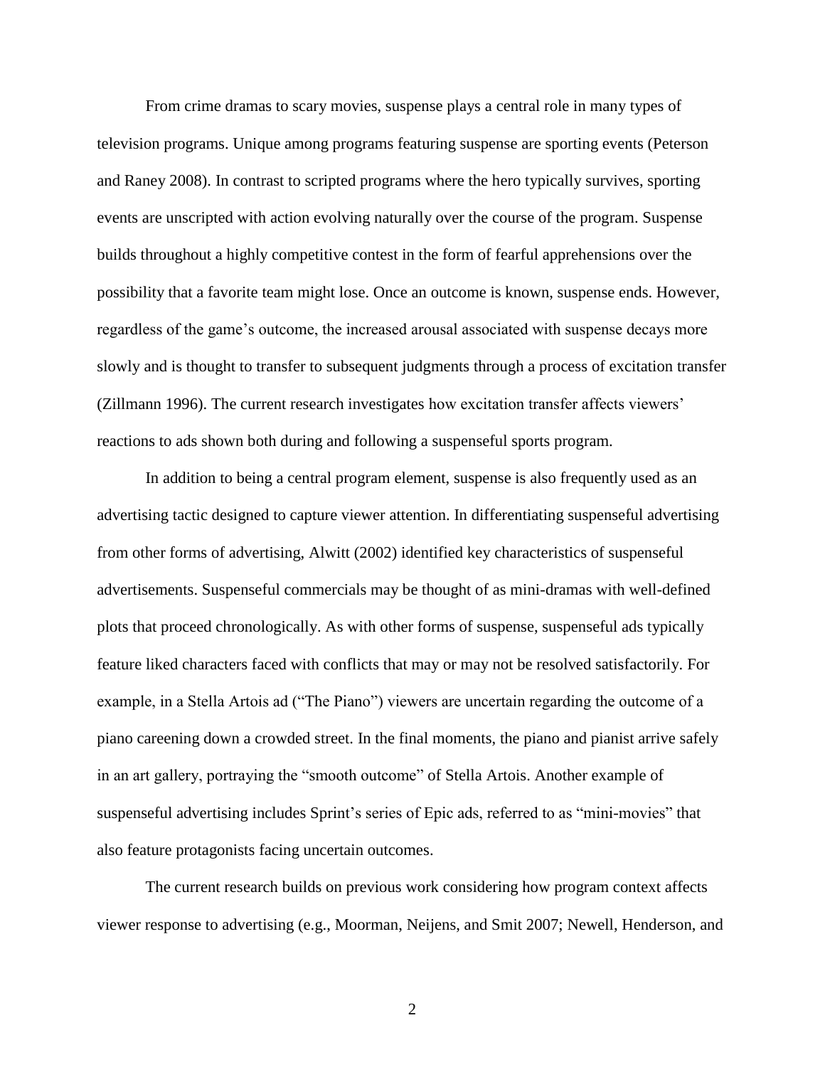From crime dramas to scary movies, suspense plays a central role in many types of television programs. Unique among programs featuring suspense are sporting events (Peterson and Raney 2008). In contrast to scripted programs where the hero typically survives, sporting events are unscripted with action evolving naturally over the course of the program. Suspense builds throughout a highly competitive contest in the form of fearful apprehensions over the possibility that a favorite team might lose. Once an outcome is known, suspense ends. However, regardless of the game's outcome, the increased arousal associated with suspense decays more slowly and is thought to transfer to subsequent judgments through a process of excitation transfer (Zillmann 1996). The current research investigates how excitation transfer affects viewers' reactions to ads shown both during and following a suspenseful sports program.

In addition to being a central program element, suspense is also frequently used as an advertising tactic designed to capture viewer attention. In differentiating suspenseful advertising from other forms of advertising, Alwitt (2002) identified key characteristics of suspenseful advertisements. Suspenseful commercials may be thought of as mini-dramas with well-defined plots that proceed chronologically. As with other forms of suspense, suspenseful ads typically feature liked characters faced with conflicts that may or may not be resolved satisfactorily. For example, in a Stella Artois ad ("The Piano") viewers are uncertain regarding the outcome of a piano careening down a crowded street. In the final moments, the piano and pianist arrive safely in an art gallery, portraying the "smooth outcome" of Stella Artois. Another example of suspenseful advertising includes Sprint's series of Epic ads, referred to as "mini-movies" that also feature protagonists facing uncertain outcomes.

The current research builds on previous work considering how program context affects viewer response to advertising (e.g., Moorman, Neijens, and Smit 2007; Newell, Henderson, and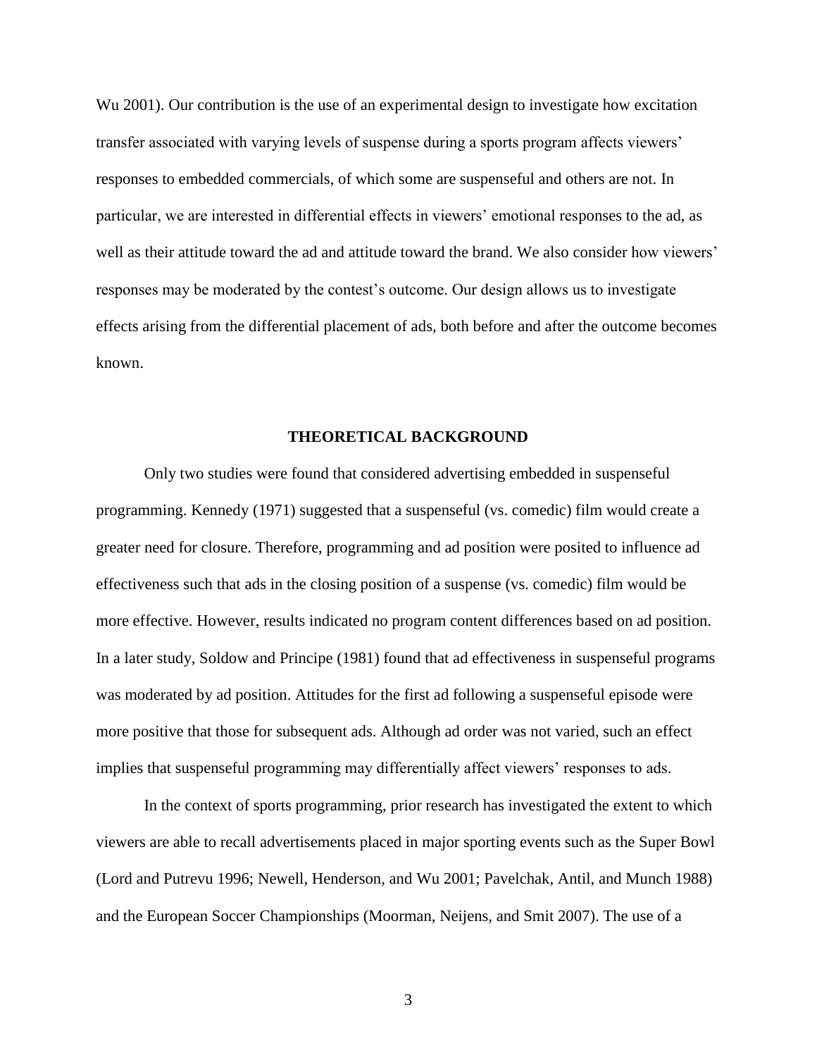Wu 2001). Our contribution is the use of an experimental design to investigate how excitation transfer associated with varying levels of suspense during a sports program affects viewers' responses to embedded commercials, of which some are suspenseful and others are not. In particular, we are interested in differential effects in viewers' emotional responses to the ad, as well as their attitude toward the ad and attitude toward the brand. We also consider how viewers' responses may be moderated by the contest's outcome. Our design allows us to investigate effects arising from the differential placement of ads, both before and after the outcome becomes known.

## THEORETICAL BACKGROUND

Only two studies were found that considered advertising embedded in suspenseful programming. Kennedy (1971) suggested that a suspenseful (vs. comedic) film would create a greater need for closure. Therefore, programming and ad position were posited to influence ad effectiveness such that ads in the closing position of a suspense (vs. comedic) film would be more effective. However, results indicated no program content differences based on ad position. In a later study, Soldow and Principe (1981) found that ad effectiveness in suspenseful programs was moderated by ad position. Attitudes for the first ad following a suspenseful episode were more positive that those for subsequent ads. Although ad order was not varied, such an effect implies that suspenseful programming may differentially affect viewers' responses to ads.

In the context of sports programming, prior research has investigated the extent to which viewers are able to recall advertisements placed in major sporting events such as the Super Bowl (Lord and Putrevu 1996; Newell, Henderson, and Wu 2001; Pavelchak, Antil, and Munch 1988) and the European Soccer Championships (Moorman, Neijens, and Smit 2007). The use of a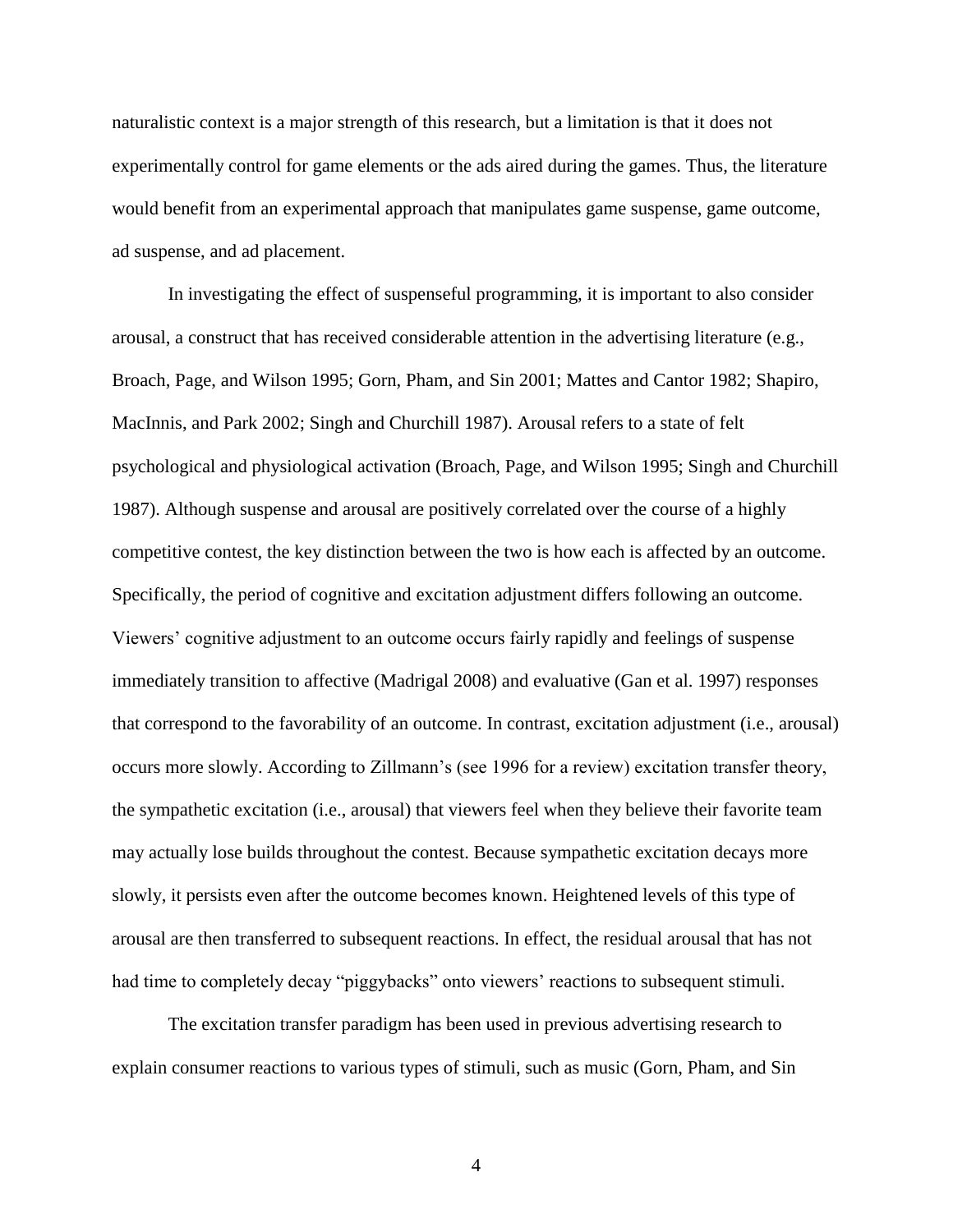naturalistic context is a major strength of this research, but a limitation is that it does not experimentally control for game elements or the ads aired during the games. Thus, the literature would benefit from an experimental approach that manipulates game suspense, game outcome, ad suspense, and ad placement.

In investigating the effect of suspenseful programming, it is important to also consider arousal, a construct that has received considerable attention in the advertising literature (e.g., Broach, Page, and Wilson 1995; Gorn, Pham, and Sin 2001; Mattes and Cantor 1982; Shapiro, MacInnis, and Park 2002; Singh and Churchill 1987). Arousal refers to a state of felt psychological and physiological activation (Broach, Page, and Wilson 1995; Singh and Churchill 1987). Although suspense and arousal are positively correlated over the course of a highly competitive contest, the key distinction between the two is how each is affected by an outcome. Specifically, the period of cognitive and excitation adjustment differs following an outcome. Viewers' cognitive adjustment to an outcome occurs fairly rapidly and feelings of suspense immediately transition to affective (Madrigal 2008) and evaluative (Gan et al. 1997) responses that correspond to the favorability of an outcome. In contrast, excitation adjustment (i.e., arousal) occurs more slowly. According to Zillmann's (see 1996 for a review) excitation transfer theory, the sympathetic excitation (i.e., arousal) that viewers feel when they believe their favorite team may actually lose builds throughout the contest. Because sympathetic excitation decays more slowly, it persists even after the outcome becomes known. Heightened levels of this type of arousal are then transferred to subsequent reactions. In effect, the residual arousal that has not had time to completely decay "piggybacks" onto viewers' reactions to subsequent stimuli.

The excitation transfer paradigm has been used in previous advertising research to explain consumer reactions to various types of stimuli, such as music (Gorn, Pham, and Sin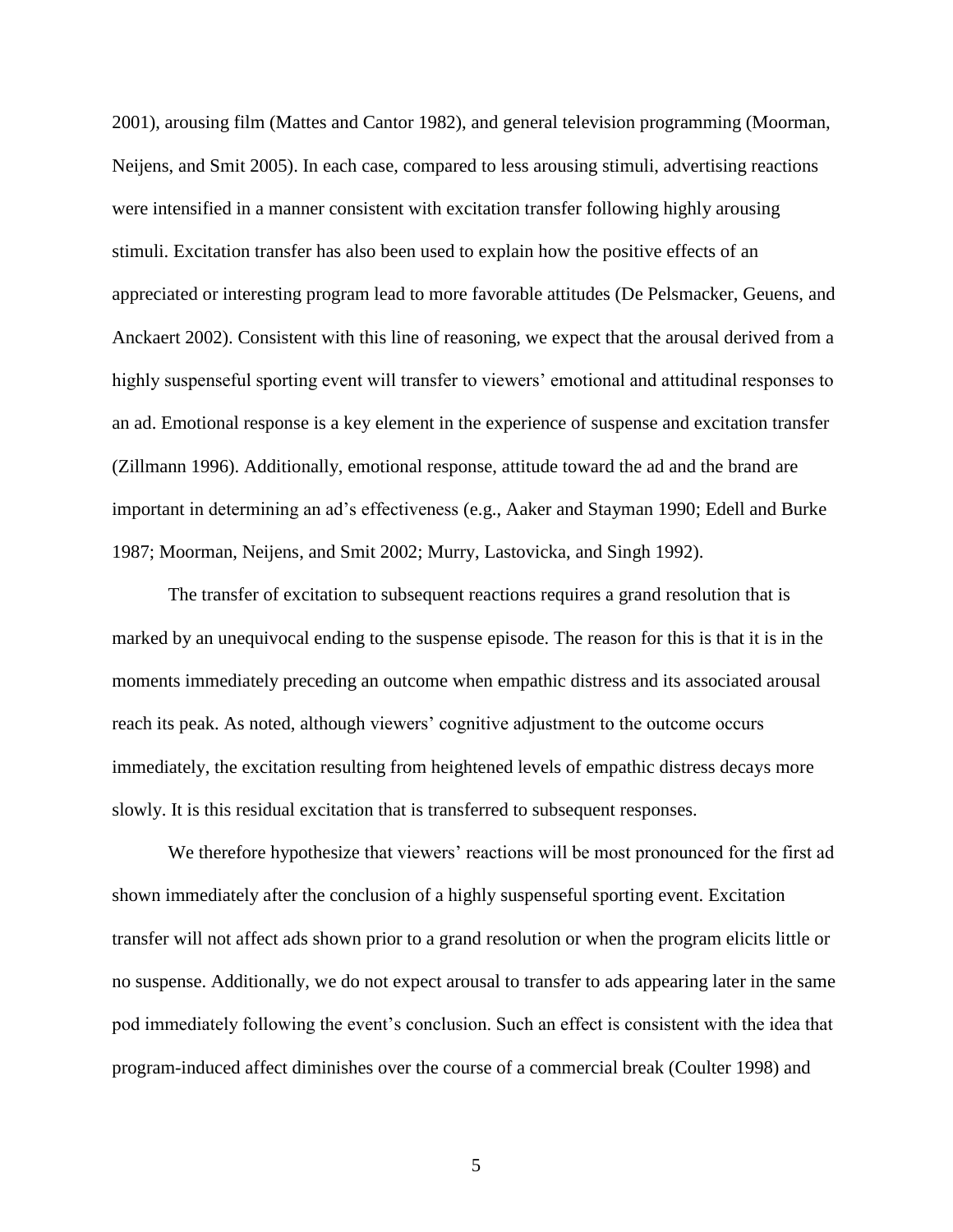2001), arousing film (Mattes and Cantor 1982), and general television programming (Moorman, Neijens, and Smit 2005). In each case, compared to less arousing stimuli, advertising reactions were intensified in a manner consistent with excitation transfer following highly arousing stimuli. Excitation transfer has also been used to explain how the positive effects of an appreciated or interesting program lead to more favorable attitudes (De Pelsmacker, Geuens, and Anckaert 2002). Consistent with this line of reasoning, we expect that the arousal derived from a highly suspenseful sporting event will transfer to viewers' emotional and attitudinal responses to an ad. Emotional response is a key element in the experience of suspense and excitation transfer (Zillmann 1996). Additionally, emotional response, attitude toward the ad and the brand are important in determining an ad's effectiveness (e.g., Aaker and Stayman 1990; Edell and Burke 1987; Moorman, Neijens, and Smit 2002; Murry, Lastovicka, and Singh 1992).

The transfer of excitation to subsequent reactions requires a grand resolution that is marked by an unequivocal ending to the suspense episode. The reason for this is that it is in the moments immediately preceding an outcome when empathic distress and its associated arousal reach its peak. As noted, although viewers' cognitive adjustment to the outcome occurs immediately, the excitation resulting from heightened levels of empathic distress decays more slowly. It is this residual excitation that is transferred to subsequent responses.

We therefore hypothesize that viewers' reactions will be most pronounced for the first ad shown immediately after the conclusion of a highly suspenseful sporting event. Excitation transfer will not affect ads shown prior to a grand resolution or when the program elicits little or no suspense. Additionally, we do not expect arousal to transfer to ads appearing later in the same pod immediately following the event's conclusion. Such an effect is consistent with the idea that program-induced affect diminishes over the course of a commercial break (Coulter 1998) and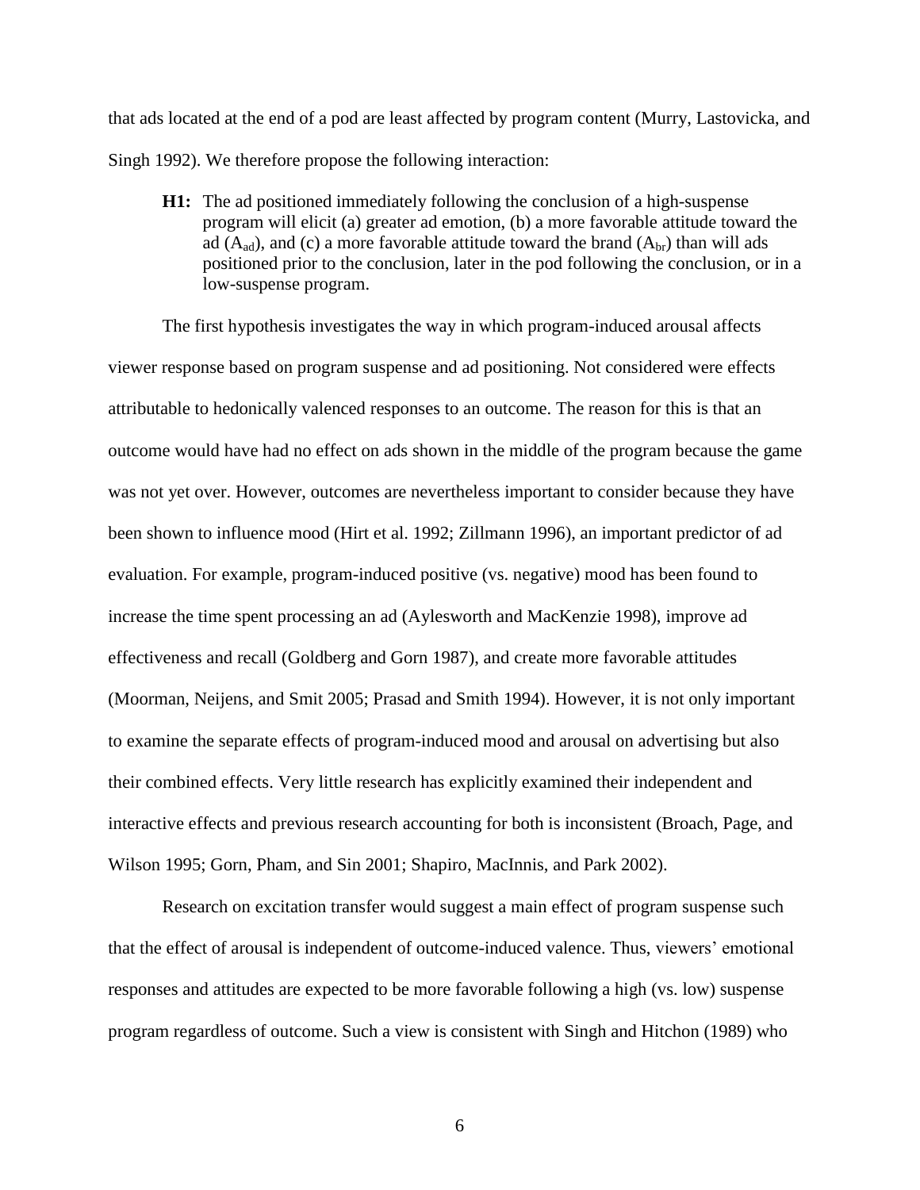that ads located at the end of a pod are least affected by program content (Murry, Lastovicka, and Singh 1992). We therefore propose the following interaction:

> **H1:** The ad positioned immediately following the conclusion of a high-suspense program will elicit (a) greater ad emotion, (b) a more favorable attitude toward the ad ($A_{ad}$), and (c) a more favorable attitude toward the brand ($A_{br}$) than will ads positioned prior to the conclusion, later in the pod following the conclusion, or in a low-suspense program.

The first hypothesis investigates the way in which program-induced arousal affects viewer response based on program suspense and ad positioning. Not considered were effects attributable to hedonically valenced responses to an outcome. The reason for this is that an outcome would have had no effect on ads shown in the middle of the program because the game was not yet over. However, outcomes are nevertheless important to consider because they have been shown to influence mood (Hirt et al. 1992; Zillmann 1996), an important predictor of ad evaluation. For example, program-induced positive (vs. negative) mood has been found to increase the time spent processing an ad (Aylesworth and MacKenzie 1998), improve ad effectiveness and recall (Goldberg and Gorn 1987), and create more favorable attitudes (Moorman, Neijens, and Smit 2005; Prasad and Smith 1994). However, it is not only important to examine the separate effects of program-induced mood and arousal on advertising but also their combined effects. Very little research has explicitly examined their independent and interactive effects and previous research accounting for both is inconsistent (Broach, Page, and Wilson 1995; Gorn, Pham, and Sin 2001; Shapiro, MacInnis, and Park 2002).

Research on excitation transfer would suggest a main effect of program suspense such that the effect of arousal is independent of outcome-induced valence. Thus, viewers' emotional responses and attitudes are expected to be more favorable following a high (vs. low) suspense program regardless of outcome. Such a view is consistent with Singh and Hitchon (1989) who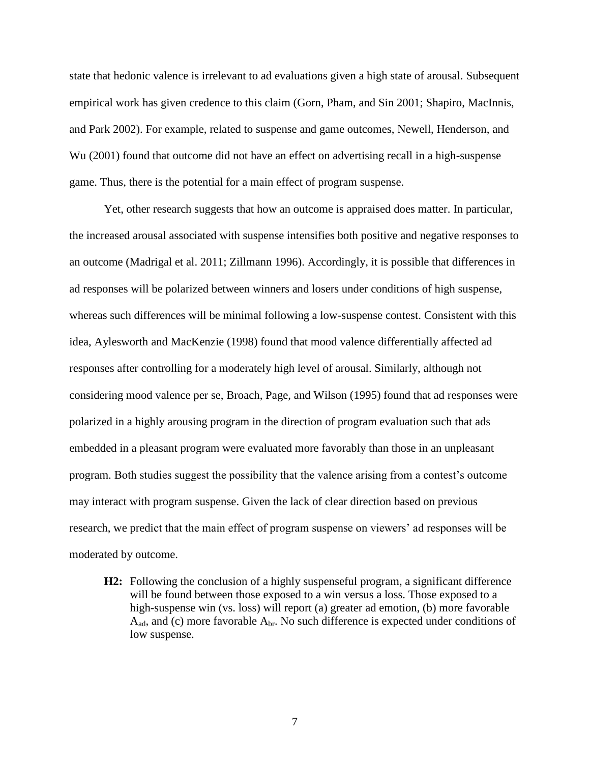state that hedonic valence is irrelevant to ad evaluations given a high state of arousal. Subsequent empirical work has given credence to this claim (Gorn, Pham, and Sin 2001; Shapiro, MacInnis, and Park 2002). For example, related to suspense and game outcomes, Newell, Henderson, and Wu (2001) found that outcome did not have an effect on advertising recall in a high-suspense game. Thus, there is the potential for a main effect of program suspense.

Yet, other research suggests that how an outcome is appraised does matter. In particular, the increased arousal associated with suspense intensifies both positive and negative responses to an outcome (Madrigal et al. 2011; Zillmann 1996). Accordingly, it is possible that differences in ad responses will be polarized between winners and losers under conditions of high suspense, whereas such differences will be minimal following a low-suspense contest. Consistent with this idea, Aylesworth and MacKenzie (1998) found that mood valence differentially affected ad responses after controlling for a moderately high level of arousal. Similarly, although not considering mood valence per se, Broach, Page, and Wilson (1995) found that ad responses were polarized in a highly arousing program in the direction of program evaluation such that ads embedded in a pleasant program were evaluated more favorably than those in an unpleasant program. Both studies suggest the possibility that the valence arising from a contest's outcome may interact with program suspense. Given the lack of clear direction based on previous research, we predict that the main effect of program suspense on viewers' ad responses will be moderated by outcome.

> **H2:** Following the conclusion of a highly suspenseful program, a significant difference will be found between those exposed to a win versus a loss. Those exposed to a high-suspense win (vs. loss) will report (a) greater ad emotion, (b) more favorable $A_{ad}$, and (c) more favorable $A_{br}$. No such difference is expected under conditions of low suspense.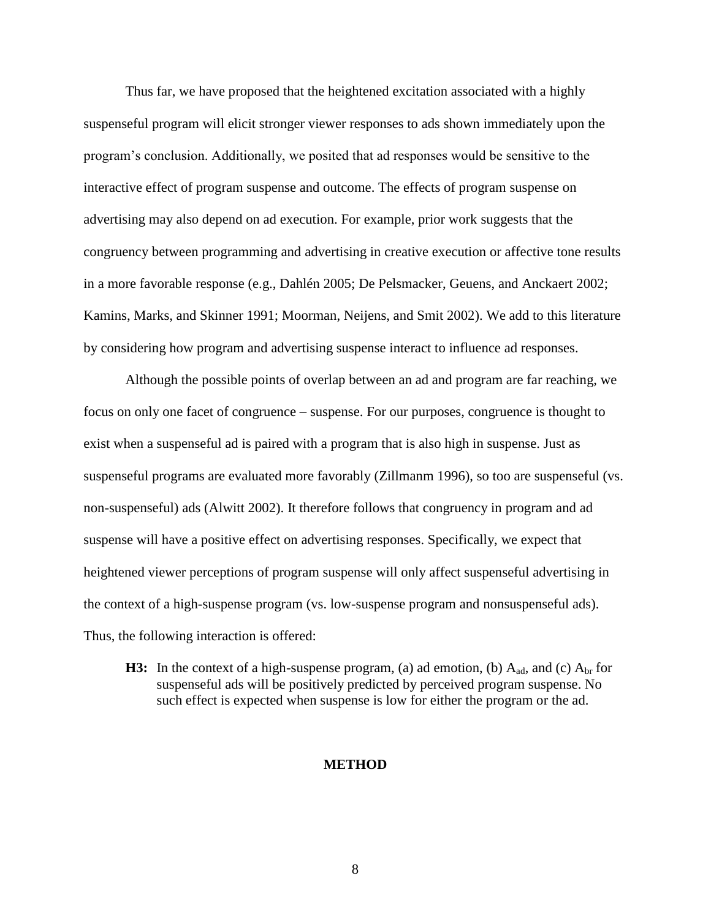Thus far, we have proposed that the heightened excitation associated with a highly suspenseful program will elicit stronger viewer responses to ads shown immediately upon the program's conclusion. Additionally, we posited that ad responses would be sensitive to the interactive effect of program suspense and outcome. The effects of program suspense on advertising may also depend on ad execution. For example, prior work suggests that the congruency between programming and advertising in creative execution or affective tone results in a more favorable response (e.g., Dahlén 2005; De Pelsmacker, Geuens, and Anckaert 2002; Kamins, Marks, and Skinner 1991; Moorman, Neijens, and Smit 2002). We add to this literature by considering how program and advertising suspense interact to influence ad responses.

Although the possible points of overlap between an ad and program are far reaching, we focus on only one facet of congruence – suspense. For our purposes, congruence is thought to exist when a suspenseful ad is paired with a program that is also high in suspense. Just as suspenseful programs are evaluated more favorably (Zillmanm 1996), so too are suspenseful (vs. non-suspenseful) ads (Alwitt 2002). It therefore follows that congruency in program and ad suspense will have a positive effect on advertising responses. Specifically, we expect that heightened viewer perceptions of program suspense will only affect suspenseful advertising in the context of a high-suspense program (vs. low-suspense program and nonsuspenseful ads). Thus, the following interaction is offered:

> **H3:** In the context of a high-suspense program, (a) ad emotion, (b) $A_{ad}$, and (c) $A_{br}$ for suspenseful ads will be positively predicted by perceived program suspense. No such effect is expected when suspense is low for either the program or the ad.

## METHOD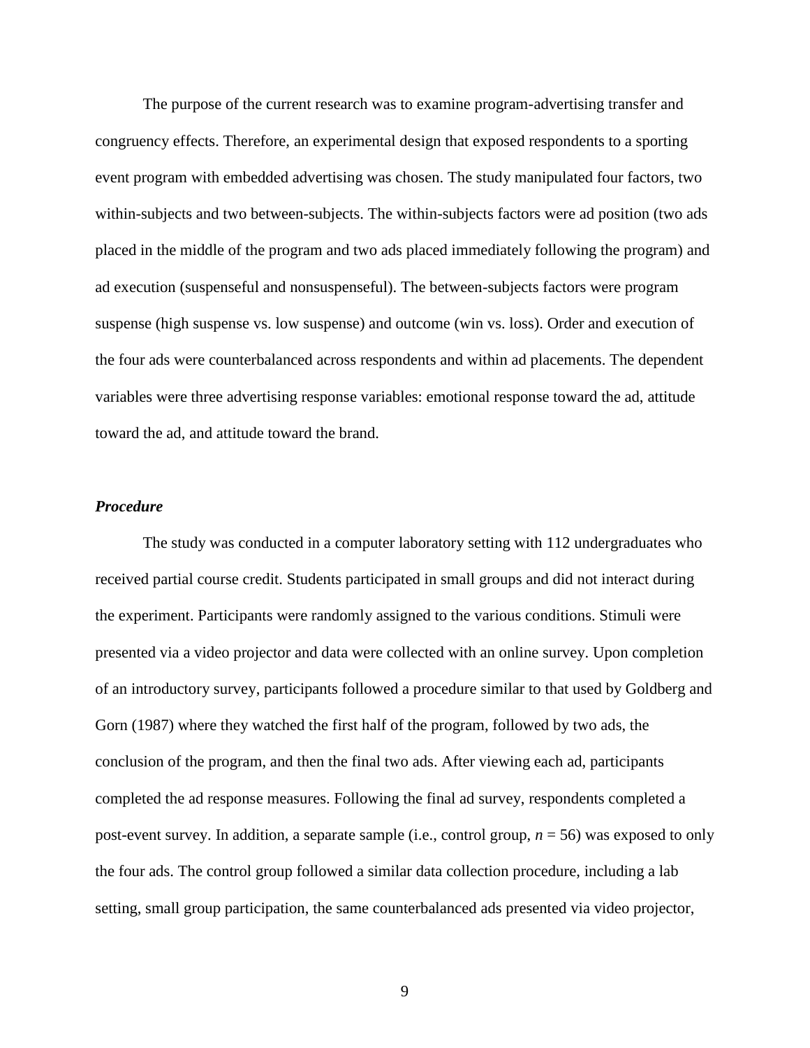The purpose of the current research was to examine program-advertising transfer and congruency effects. Therefore, an experimental design that exposed respondents to a sporting event program with embedded advertising was chosen. The study manipulated four factors, two within-subjects and two between-subjects. The within-subjects factors were ad position (two ads placed in the middle of the program and two ads placed immediately following the program) and ad execution (suspenseful and nonsuspenseful). The between-subjects factors were program suspense (high suspense vs. low suspense) and outcome (win vs. loss). Order and execution of the four ads were counterbalanced across respondents and within ad placements. The dependent variables were three advertising response variables: emotional response toward the ad, attitude toward the ad, and attitude toward the brand.

### *Procedure*

The study was conducted in a computer laboratory setting with 112 undergraduates who received partial course credit. Students participated in small groups and did not interact during the experiment. Participants were randomly assigned to the various conditions. Stimuli were presented via a video projector and data were collected with an online survey. Upon completion of an introductory survey, participants followed a procedure similar to that used by Goldberg and Gorn (1987) where they watched the first half of the program, followed by two ads, the conclusion of the program, and then the final two ads. After viewing each ad, participants completed the ad response measures. Following the final ad survey, respondents completed a post-event survey. In addition, a separate sample (i.e., control group, $n = 56$) was exposed to only the four ads. The control group followed a similar data collection procedure, including a lab setting, small group participation, the same counterbalanced ads presented via video projector,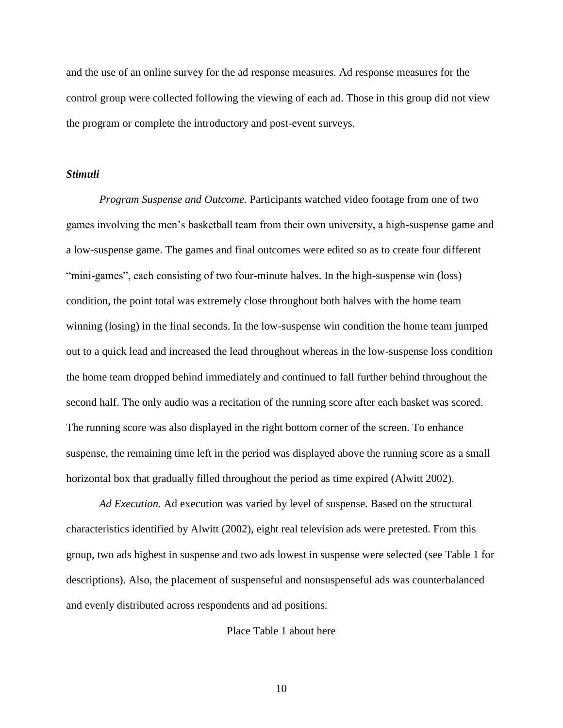and the use of an online survey for the ad response measures. Ad response measures for the control group were collected following the viewing of each ad. Those in this group did not view the program or complete the introductory and post-event surveys.

### ***Stimuli***

*Program Suspense and Outcome.* Participants watched video footage from one of two games involving the men's basketball team from their own university, a high-suspense game and a low-suspense game. The games and final outcomes were edited so as to create four different "mini-games", each consisting of two four-minute halves. In the high-suspense win (loss) condition, the point total was extremely close throughout both halves with the home team winning (losing) in the final seconds. In the low-suspense win condition the home team jumped out to a quick lead and increased the lead throughout whereas in the low-suspense loss condition the home team dropped behind immediately and continued to fall further behind throughout the second half. The only audio was a recitation of the running score after each basket was scored. The running score was also displayed in the right bottom corner of the screen. To enhance suspense, the remaining time left in the period was displayed above the running score as a small horizontal box that gradually filled throughout the period as time expired (Alwitt 2002).

*Ad Execution.* Ad execution was varied by level of suspense. Based on the structural characteristics identified by Alwitt (2002), eight real television ads were pretested. From this group, two ads highest in suspense and two ads lowest in suspense were selected (see Table 1 for descriptions). Also, the placement of suspenseful and nonsuspenseful ads was counterbalanced and evenly distributed across respondents and ad positions.

Place Table 1 about here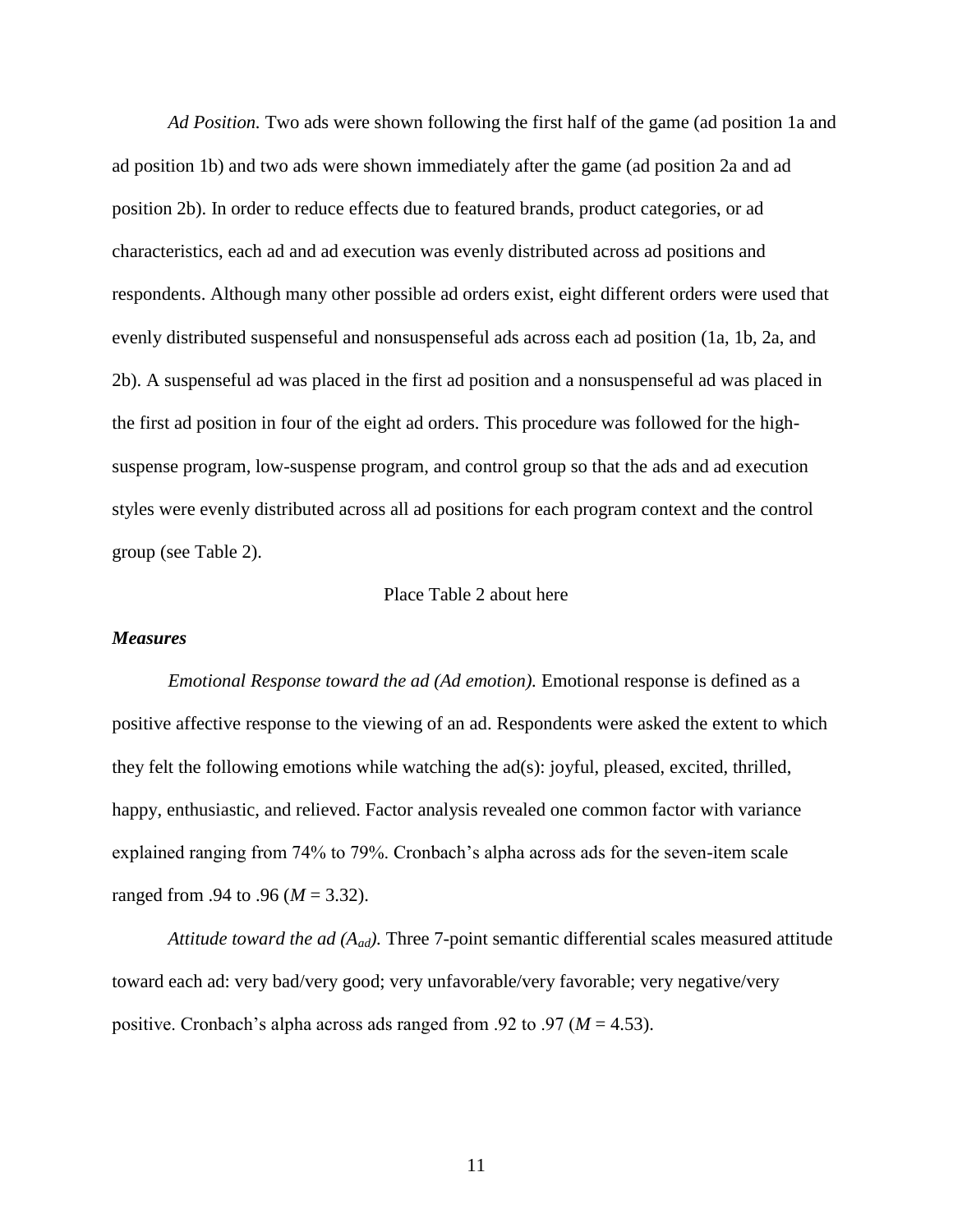*Ad Position.* Two ads were shown following the first half of the game (ad position 1a and ad position 1b) and two ads were shown immediately after the game (ad position 2a and ad position 2b). In order to reduce effects due to featured brands, product categories, or ad characteristics, each ad and ad execution was evenly distributed across ad positions and respondents. Although many other possible ad orders exist, eight different orders were used that evenly distributed suspenseful and nonsuspenseful ads across each ad position (1a, 1b, 2a, and 2b). A suspenseful ad was placed in the first ad position and a nonsuspenseful ad was placed in the first ad position in four of the eight ad orders. This procedure was followed for the high-suspense program, low-suspense program, and control group so that the ads and ad execution styles were evenly distributed across all ad positions for each program context and the control group (see Table 2).

Place Table 2 about here

***Measures***

*Emotional Response toward the ad (Ad emotion).* Emotional response is defined as a positive affective response to the viewing of an ad. Respondents were asked the extent to which they felt the following emotions while watching the ad(s): joyful, pleased, excited, thrilled, happy, enthusiastic, and relieved. Factor analysis revealed one common factor with variance explained ranging from 74% to 79%. Cronbach's alpha across ads for the seven-item scale ranged from .94 to .96 ($M$ = 3.32).

*Attitude toward the ad ($A_{ad}$).* Three 7-point semantic differential scales measured attitude toward each ad: very bad/very good; very unfavorable/very favorable; very negative/very positive. Cronbach's alpha across ads ranged from .92 to .97 ($M$ = 4.53).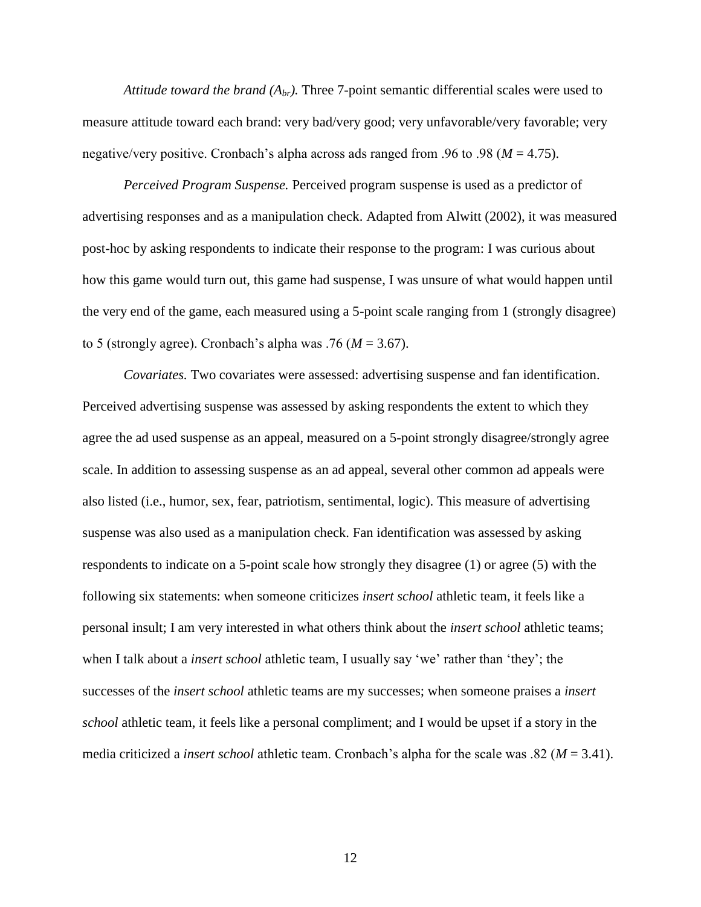*Attitude toward the brand ($A_{br}$).* Three 7-point semantic differential scales were used to measure attitude toward each brand: very bad/very good; very unfavorable/very favorable; very negative/very positive. Cronbach's alpha across ads ranged from .96 to .98 ($M$ = 4.75).

*Perceived Program Suspense.* Perceived program suspense is used as a predictor of advertising responses and as a manipulation check. Adapted from Alwitt (2002), it was measured post-hoc by asking respondents to indicate their response to the program: I was curious about how this game would turn out, this game had suspense, I was unsure of what would happen until the very end of the game, each measured using a 5-point scale ranging from 1 (strongly disagree) to 5 (strongly agree). Cronbach's alpha was .76 ($M$ = 3.67).

*Covariates.* Two covariates were assessed: advertising suspense and fan identification. Perceived advertising suspense was assessed by asking respondents the extent to which they agree the ad used suspense as an appeal, measured on a 5-point strongly disagree/strongly agree scale. In addition to assessing suspense as an ad appeal, several other common ad appeals were also listed (i.e., humor, sex, fear, patriotism, sentimental, logic). This measure of advertising suspense was also used as a manipulation check. Fan identification was assessed by asking respondents to indicate on a 5-point scale how strongly they disagree (1) or agree (5) with the following six statements: when someone criticizes *insert school* athletic team, it feels like a personal insult; I am very interested in what others think about the *insert school* athletic teams; when I talk about a *insert school* athletic team, I usually say 'we' rather than 'they'; the successes of the *insert school* athletic teams are my successes; when someone praises a *insert school* athletic team, it feels like a personal compliment; and I would be upset if a story in the media criticized a *insert school* athletic team. Cronbach's alpha for the scale was .82 ($M$ = 3.41).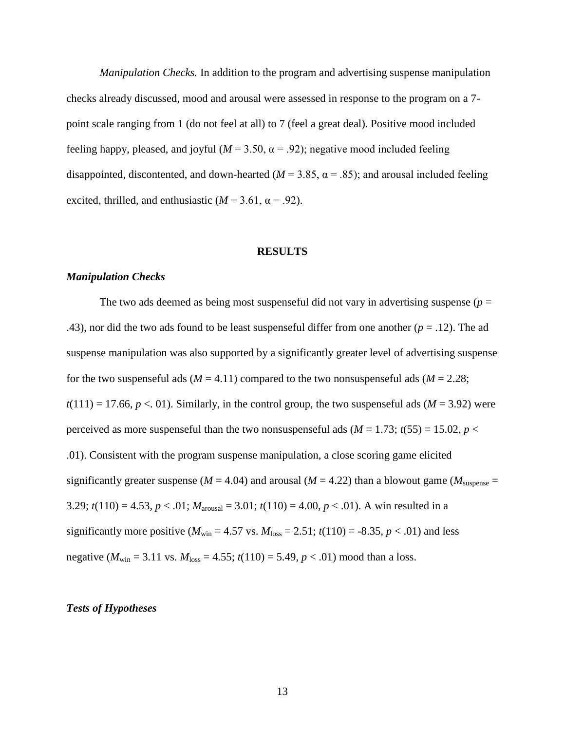*Manipulation Checks.* In addition to the program and advertising suspense manipulation checks already discussed, mood and arousal were assessed in response to the program on a 7-point scale ranging from 1 (do not feel at all) to 7 (feel a great deal). Positive mood included feeling happy, pleased, and joyful ($M = 3.50$, $\alpha = .92$); negative mood included feeling disappointed, discontented, and down-hearted ($M = 3.85$, $\alpha = .85$); and arousal included feeling excited, thrilled, and enthusiastic ($M = 3.61$, $\alpha = .92$).

## RESULTS

### *Manipulation Checks*

The two ads deemed as being most suspenseful did not vary in advertising suspense ($p = .43$), nor did the two ads found to be least suspenseful differ from one another ($p = .12$). The ad suspense manipulation was also supported by a significantly greater level of advertising suspense for the two suspenseful ads ($M = 4.11$) compared to the two nonsuspenseful ads ($M = 2.28$; $t(111) = 17.66$, $p < .01$). Similarly, in the control group, the two suspenseful ads ($M = 3.92$) were perceived as more suspenseful than the two nonsuspenseful ads ($M = 1.73$; $t(55) = 15.02$, $p < .01$). Consistent with the program suspense manipulation, a close scoring game elicited significantly greater suspense ($M = 4.04$) and arousal ($M = 4.22$) than a blowout game ($M_{\text{suspense}} = 3.29$; $t(110) = 4.53$, $p < .01$; $M_{\text{arousal}} = 3.01$; $t(110) = 4.00$, $p < .01$). A win resulted in a significantly more positive ($M_{\text{win}} = 4.57$ vs. $M_{\text{loss}} = 2.51$; $t(110) = -8.35$, $p < .01$) and less negative ($M_{\text{win}} = 3.11$ vs. $M_{\text{loss}} = 4.55$; $t(110) = 5.49$, $p < .01$) mood than a loss.

### *Tests of Hypotheses*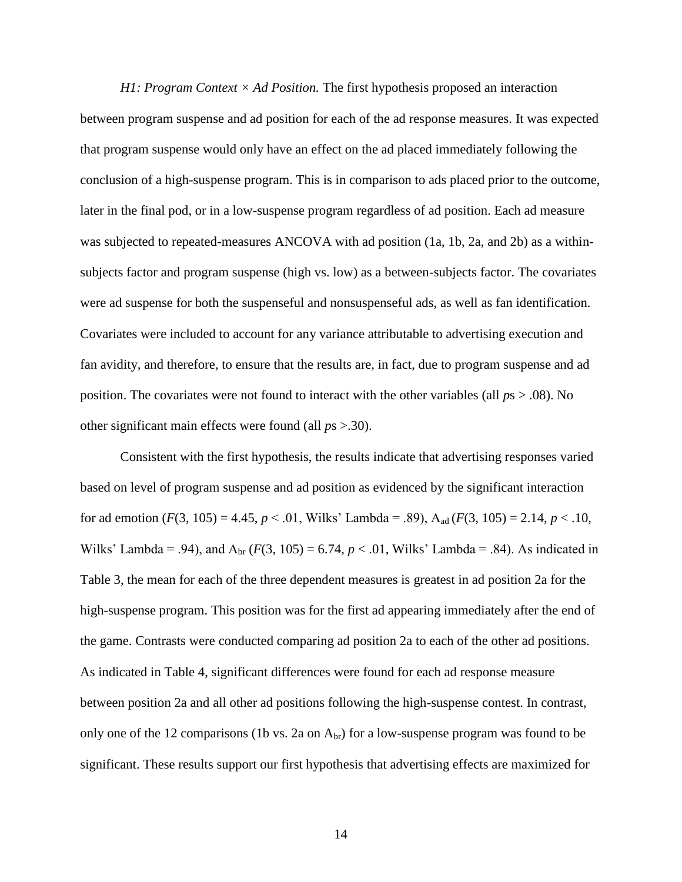*H1: Program Context × Ad Position.* The first hypothesis proposed an interaction between program suspense and ad position for each of the ad response measures. It was expected that program suspense would only have an effect on the ad placed immediately following the conclusion of a high-suspense program. This is in comparison to ads placed prior to the outcome, later in the final pod, or in a low-suspense program regardless of ad position. Each ad measure was subjected to repeated-measures ANCOVA with ad position (1a, 1b, 2a, and 2b) as a within-subjects factor and program suspense (high vs. low) as a between-subjects factor. The covariates were ad suspense for both the suspenseful and nonsuspenseful ads, as well as fan identification. Covariates were included to account for any variance attributable to advertising execution and fan avidity, and therefore, to ensure that the results are, in fact, due to program suspense and ad position. The covariates were not found to interact with the other variables (all *p*s > .08). No other significant main effects were found (all *p*s >.30).

Consistent with the first hypothesis, the results indicate that advertising responses varied based on level of program suspense and ad position as evidenced by the significant interaction for ad emotion ($F(3, 105) = 4.45$, $p < .01$, Wilks' Lambda = .89), $A_{ad}$ ($F(3, 105) = 2.14$, $p < .10$, Wilks' Lambda = .94), and $A_{br}$ ($F(3, 105) = 6.74$, $p < .01$, Wilks' Lambda = .84). As indicated in Table 3, the mean for each of the three dependent measures is greatest in ad position 2a for the high-suspense program. This position was for the first ad appearing immediately after the end of the game. Contrasts were conducted comparing ad position 2a to each of the other ad positions. As indicated in Table 4, significant differences were found for each ad response measure between position 2a and all other ad positions following the high-suspense contest. In contrast, only one of the 12 comparisons (1b vs. 2a on $A_{br}$) for a low-suspense program was found to be significant. These results support our first hypothesis that advertising effects are maximized for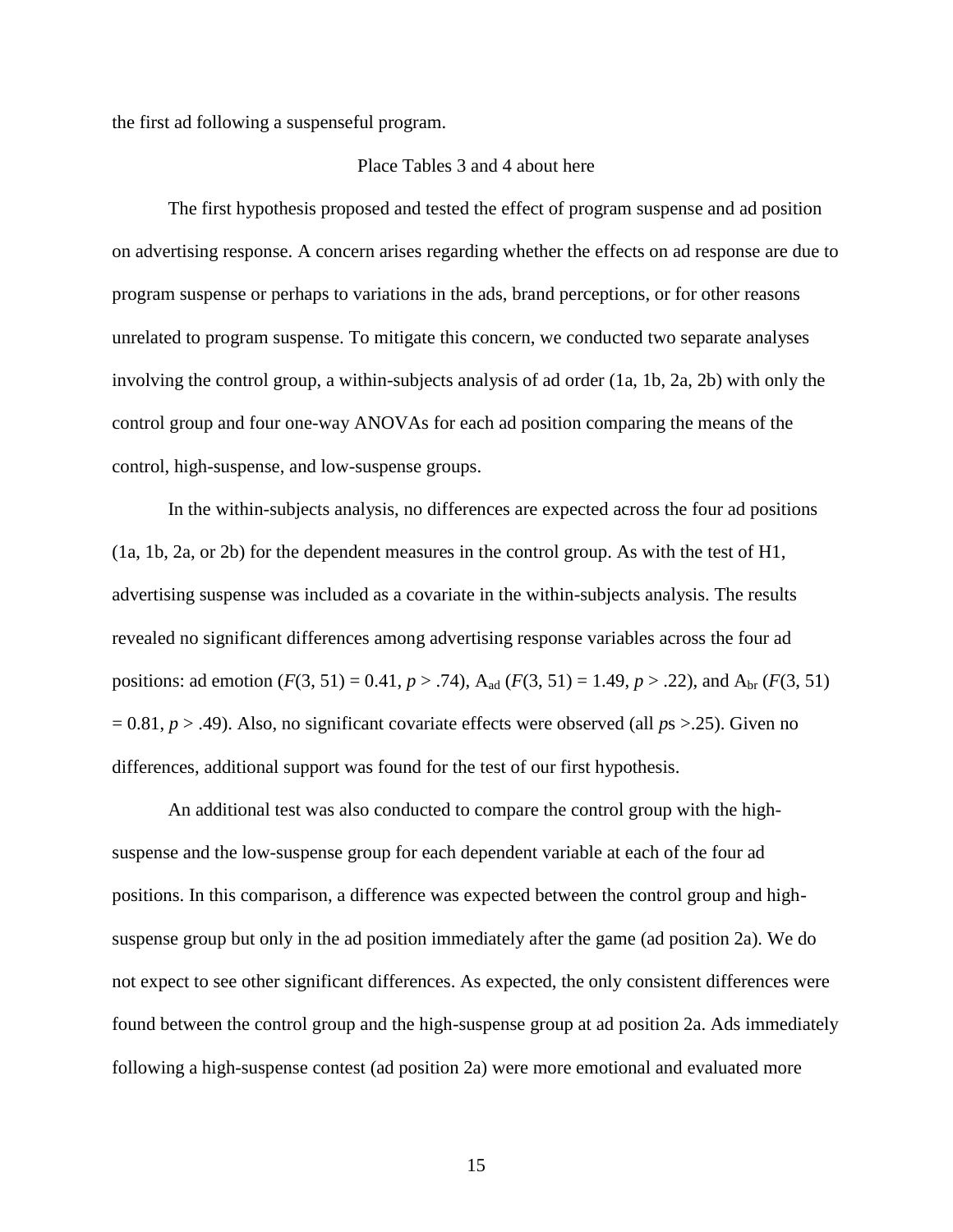the first ad following a suspenseful program.

Place Tables 3 and 4 about here

The first hypothesis proposed and tested the effect of program suspense and ad position on advertising response. A concern arises regarding whether the effects on ad response are due to program suspense or perhaps to variations in the ads, brand perceptions, or for other reasons unrelated to program suspense. To mitigate this concern, we conducted two separate analyses involving the control group, a within-subjects analysis of ad order (1a, 1b, 2a, 2b) with only the control group and four one-way ANOVAs for each ad position comparing the means of the control, high-suspense, and low-suspense groups.

In the within-subjects analysis, no differences are expected across the four ad positions (1a, 1b, 2a, or 2b) for the dependent measures in the control group. As with the test of H1, advertising suspense was included as a covariate in the within-subjects analysis. The results revealed no significant differences among advertising response variables across the four ad positions: ad emotion ($F(3, 51) = 0.41$, $p > .74$), $A_{ad}$ ($F(3, 51) = 1.49$, $p > .22$), and $A_{br}$ ($F(3, 51) = 0.81$, $p > .49$). Also, no significant covariate effects were observed (all *p*s >.25). Given no differences, additional support was found for the test of our first hypothesis.

An additional test was also conducted to compare the control group with the high-suspense and the low-suspense group for each dependent variable at each of the four ad positions. In this comparison, a difference was expected between the control group and high-suspense group but only in the ad position immediately after the game (ad position 2a). We do not expect to see other significant differences. As expected, the only consistent differences were found between the control group and the high-suspense group at ad position 2a. Ads immediately following a high-suspense contest (ad position 2a) were more emotional and evaluated more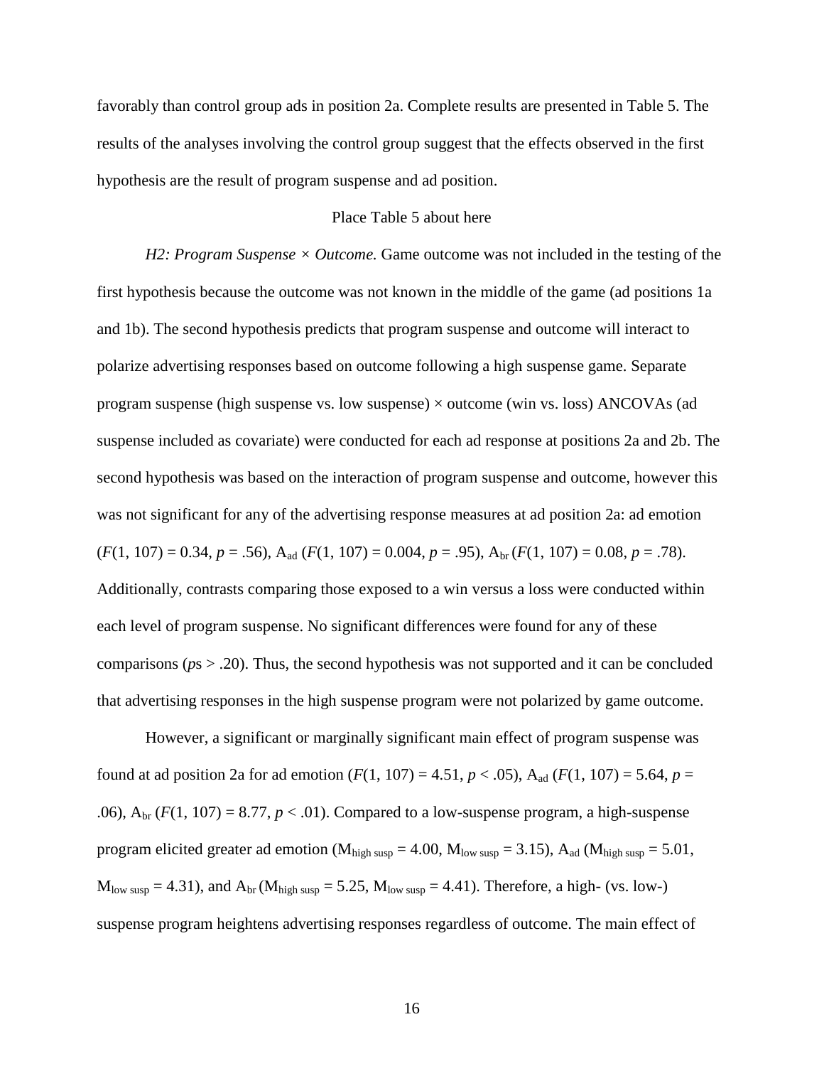favorably than control group ads in position 2a. Complete results are presented in Table 5. The results of the analyses involving the control group suggest that the effects observed in the first hypothesis are the result of program suspense and ad position.

Place Table 5 about here

*H2: Program Suspense × Outcome.* Game outcome was not included in the testing of the first hypothesis because the outcome was not known in the middle of the game (ad positions 1a and 1b). The second hypothesis predicts that program suspense and outcome will interact to polarize advertising responses based on outcome following a high suspense game. Separate program suspense (high suspense vs. low suspense) × outcome (win vs. loss) ANCOVAs (ad suspense included as covariate) were conducted for each ad response at positions 2a and 2b. The second hypothesis was based on the interaction of program suspense and outcome, however this was not significant for any of the advertising response measures at ad position 2a: ad emotion ($F(1, 107) = 0.34$, $p = .56$), $A_{ad}$ ($F(1, 107) = 0.004$, $p = .95$), $A_{br}$ ($F(1, 107) = 0.08$, $p = .78$). Additionally, contrasts comparing those exposed to a win versus a loss were conducted within each level of program suspense. No significant differences were found for any of these comparisons ($p$s > .20). Thus, the second hypothesis was not supported and it can be concluded that advertising responses in the high suspense program were not polarized by game outcome.

However, a significant or marginally significant main effect of program suspense was found at ad position 2a for ad emotion ($F(1, 107) = 4.51$, $p < .05$), $A_{ad}$ ($F(1, 107) = 5.64$, $p = .06$), $A_{br}$ ($F(1, 107) = 8.77$, $p < .01$). Compared to a low-suspense program, a high-suspense program elicited greater ad emotion ($M_{high\ susp} = 4.00$, $M_{low\ susp} = 3.15$), $A_{ad}$ ($M_{high\ susp} = 5.01$, $M_{low\ susp} = 4.31$), and $A_{br}$ ($M_{high\ susp} = 5.25$, $M_{low\ susp} = 4.41$). Therefore, a high- (vs. low-) suspense program heightens advertising responses regardless of outcome. The main effect of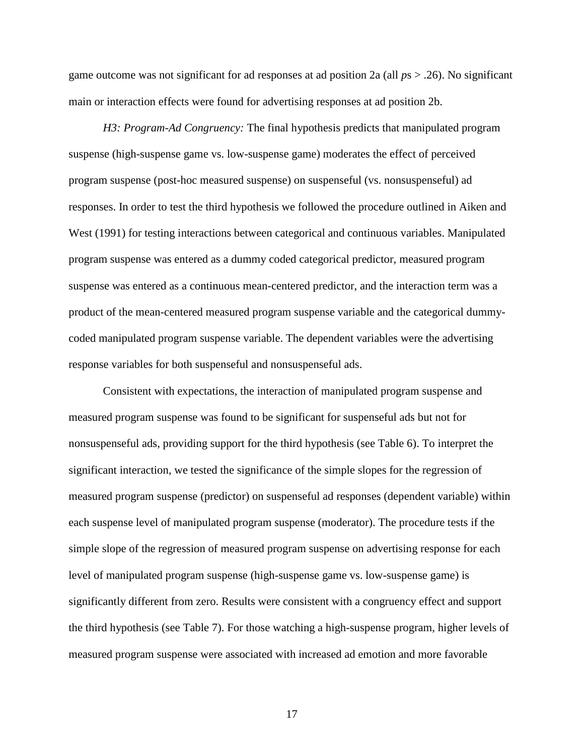game outcome was not significant for ad responses at ad position 2a (all *p*s > .26). No significant main or interaction effects were found for advertising responses at ad position 2b.

*H3: Program-Ad Congruency:* The final hypothesis predicts that manipulated program suspense (high-suspense game vs. low-suspense game) moderates the effect of perceived program suspense (post-hoc measured suspense) on suspenseful (vs. nonsuspenseful) ad responses. In order to test the third hypothesis we followed the procedure outlined in Aiken and West (1991) for testing interactions between categorical and continuous variables. Manipulated program suspense was entered as a dummy coded categorical predictor, measured program suspense was entered as a continuous mean-centered predictor, and the interaction term was a product of the mean-centered measured program suspense variable and the categorical dummy-coded manipulated program suspense variable. The dependent variables were the advertising response variables for both suspenseful and nonsuspenseful ads.

Consistent with expectations, the interaction of manipulated program suspense and measured program suspense was found to be significant for suspenseful ads but not for nonsuspenseful ads, providing support for the third hypothesis (see Table 6). To interpret the significant interaction, we tested the significance of the simple slopes for the regression of measured program suspense (predictor) on suspenseful ad responses (dependent variable) within each suspense level of manipulated program suspense (moderator). The procedure tests if the simple slope of the regression of measured program suspense on advertising response for each level of manipulated program suspense (high-suspense game vs. low-suspense game) is significantly different from zero. Results were consistent with a congruency effect and support the third hypothesis (see Table 7). For those watching a high-suspense program, higher levels of measured program suspense were associated with increased ad emotion and more favorable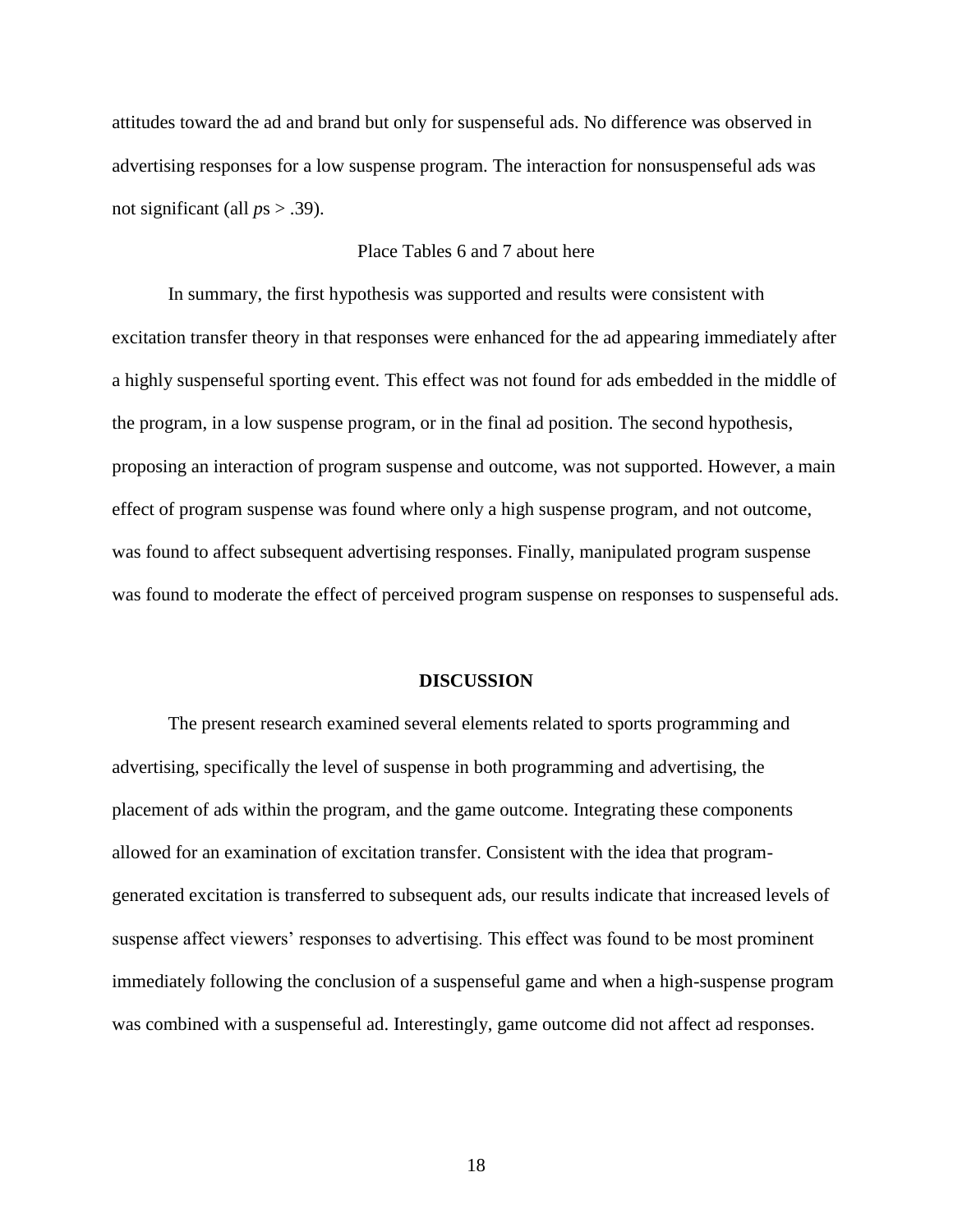attitudes toward the ad and brand but only for suspenseful ads. No difference was observed in advertising responses for a low suspense program. The interaction for nonsuspenseful ads was not significant (all $p$s > .39).

Place Tables 6 and 7 about here

In summary, the first hypothesis was supported and results were consistent with excitation transfer theory in that responses were enhanced for the ad appearing immediately after a highly suspenseful sporting event. This effect was not found for ads embedded in the middle of the program, in a low suspense program, or in the final ad position. The second hypothesis, proposing an interaction of program suspense and outcome, was not supported. However, a main effect of program suspense was found where only a high suspense program, and not outcome, was found to affect subsequent advertising responses. Finally, manipulated program suspense was found to moderate the effect of perceived program suspense on responses to suspenseful ads.

## DISCUSSION

The present research examined several elements related to sports programming and advertising, specifically the level of suspense in both programming and advertising, the placement of ads within the program, and the game outcome. Integrating these components allowed for an examination of excitation transfer. Consistent with the idea that program-generated excitation is transferred to subsequent ads, our results indicate that increased levels of suspense affect viewers' responses to advertising. This effect was found to be most prominent immediately following the conclusion of a suspenseful game and when a high-suspense program was combined with a suspenseful ad. Interestingly, game outcome did not affect ad responses.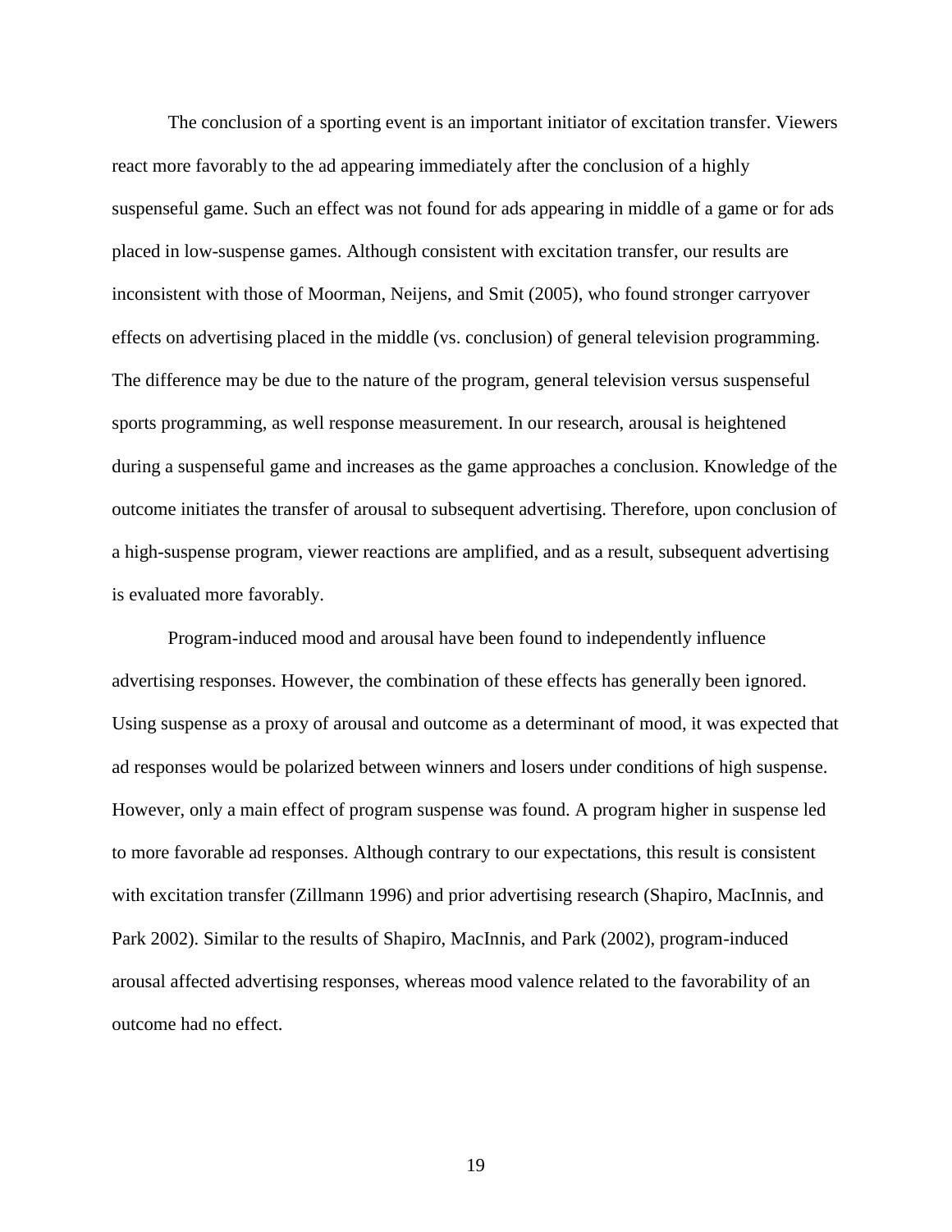The conclusion of a sporting event is an important initiator of excitation transfer. Viewers react more favorably to the ad appearing immediately after the conclusion of a highly suspenseful game. Such an effect was not found for ads appearing in middle of a game or for ads placed in low-suspense games. Although consistent with excitation transfer, our results are inconsistent with those of Moorman, Neijens, and Smit (2005), who found stronger carryover effects on advertising placed in the middle (vs. conclusion) of general television programming. The difference may be due to the nature of the program, general television versus suspenseful sports programming, as well response measurement. In our research, arousal is heightened during a suspenseful game and increases as the game approaches a conclusion. Knowledge of the outcome initiates the transfer of arousal to subsequent advertising. Therefore, upon conclusion of a high-suspense program, viewer reactions are amplified, and as a result, subsequent advertising is evaluated more favorably.

Program-induced mood and arousal have been found to independently influence advertising responses. However, the combination of these effects has generally been ignored. Using suspense as a proxy of arousal and outcome as a determinant of mood, it was expected that ad responses would be polarized between winners and losers under conditions of high suspense. However, only a main effect of program suspense was found. A program higher in suspense led to more favorable ad responses. Although contrary to our expectations, this result is consistent with excitation transfer (Zillmann 1996) and prior advertising research (Shapiro, MacInnis, and Park 2002). Similar to the results of Shapiro, MacInnis, and Park (2002), program-induced arousal affected advertising responses, whereas mood valence related to the favorability of an outcome had no effect.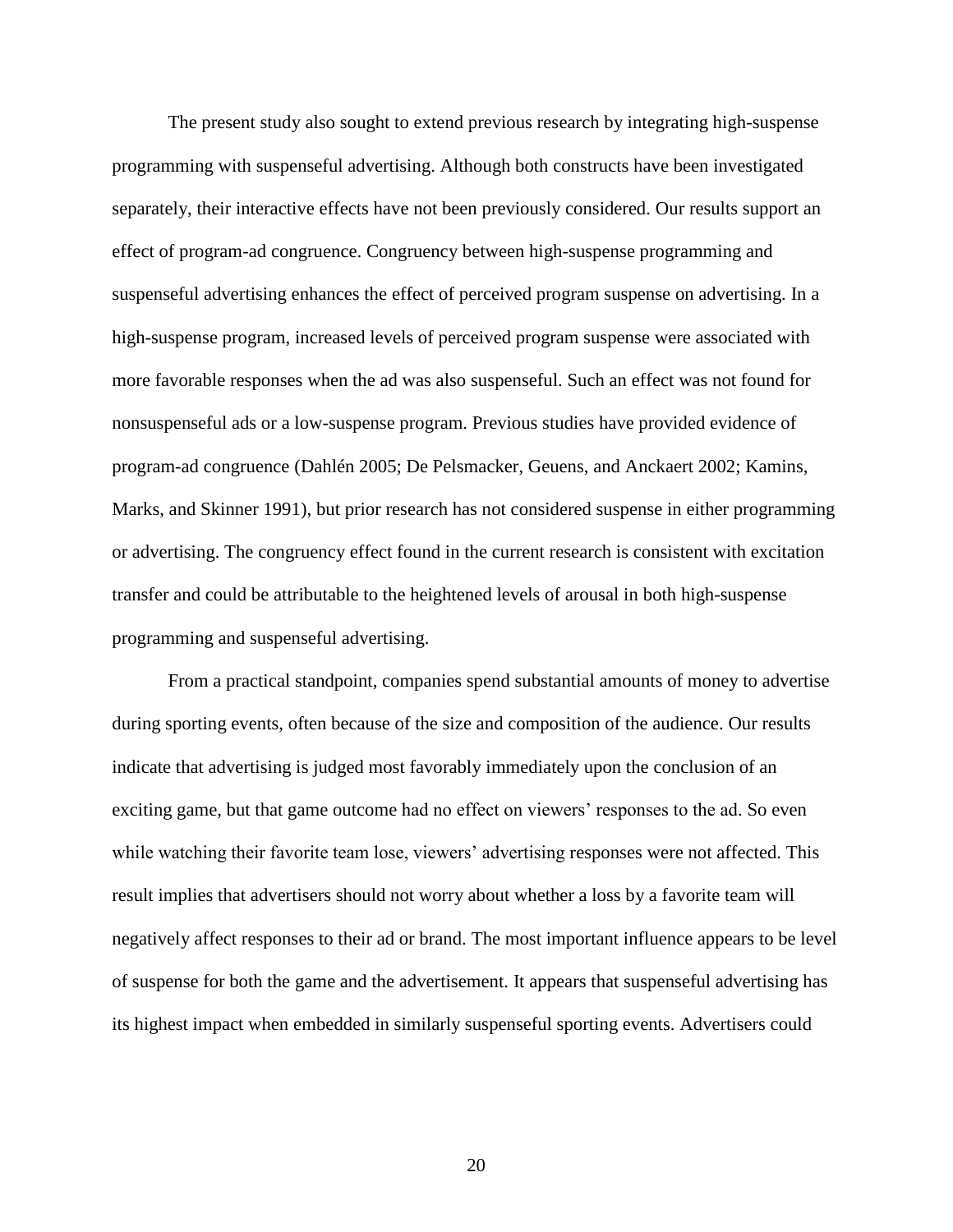The present study also sought to extend previous research by integrating high-suspense programming with suspenseful advertising. Although both constructs have been investigated separately, their interactive effects have not been previously considered. Our results support an effect of program-ad congruence. Congruency between high-suspense programming and suspenseful advertising enhances the effect of perceived program suspense on advertising. In a high-suspense program, increased levels of perceived program suspense were associated with more favorable responses when the ad was also suspenseful. Such an effect was not found for nonsuspenseful ads or a low-suspense program. Previous studies have provided evidence of program-ad congruence (Dahlén 2005; De Pelsmacker, Geuens, and Anckaert 2002; Kamins, Marks, and Skinner 1991), but prior research has not considered suspense in either programming or advertising. The congruency effect found in the current research is consistent with excitation transfer and could be attributable to the heightened levels of arousal in both high-suspense programming and suspenseful advertising.

From a practical standpoint, companies spend substantial amounts of money to advertise during sporting events, often because of the size and composition of the audience. Our results indicate that advertising is judged most favorably immediately upon the conclusion of an exciting game, but that game outcome had no effect on viewers' responses to the ad. So even while watching their favorite team lose, viewers' advertising responses were not affected. This result implies that advertisers should not worry about whether a loss by a favorite team will negatively affect responses to their ad or brand. The most important influence appears to be level of suspense for both the game and the advertisement. It appears that suspenseful advertising has its highest impact when embedded in similarly suspenseful sporting events. Advertisers could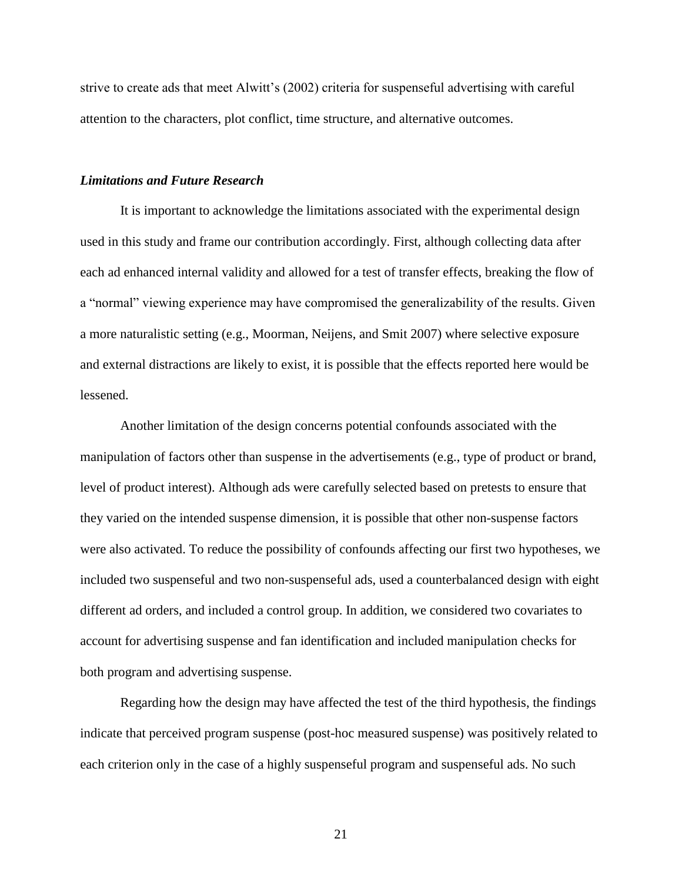strive to create ads that meet Alwitt's (2002) criteria for suspenseful advertising with careful attention to the characters, plot conflict, time structure, and alternative outcomes.

### *Limitations and Future Research*

It is important to acknowledge the limitations associated with the experimental design used in this study and frame our contribution accordingly. First, although collecting data after each ad enhanced internal validity and allowed for a test of transfer effects, breaking the flow of a "normal" viewing experience may have compromised the generalizability of the results. Given a more naturalistic setting (e.g., Moorman, Neijens, and Smit 2007) where selective exposure and external distractions are likely to exist, it is possible that the effects reported here would be lessened.

Another limitation of the design concerns potential confounds associated with the manipulation of factors other than suspense in the advertisements (e.g., type of product or brand, level of product interest). Although ads were carefully selected based on pretests to ensure that they varied on the intended suspense dimension, it is possible that other non-suspense factors were also activated. To reduce the possibility of confounds affecting our first two hypotheses, we included two suspenseful and two non-suspenseful ads, used a counterbalanced design with eight different ad orders, and included a control group. In addition, we considered two covariates to account for advertising suspense and fan identification and included manipulation checks for both program and advertising suspense.

Regarding how the design may have affected the test of the third hypothesis, the findings indicate that perceived program suspense (post-hoc measured suspense) was positively related to each criterion only in the case of a highly suspenseful program and suspenseful ads. No such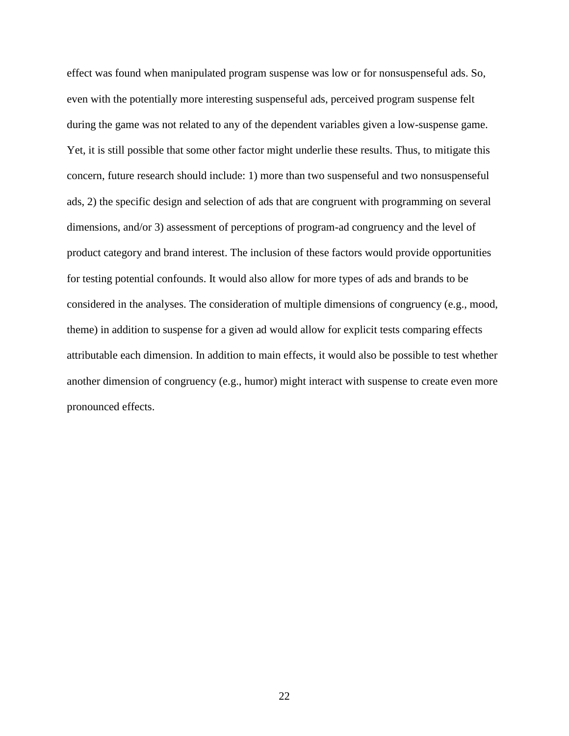effect was found when manipulated program suspense was low or for nonsuspenseful ads. So, even with the potentially more interesting suspenseful ads, perceived program suspense felt during the game was not related to any of the dependent variables given a low-suspense game. Yet, it is still possible that some other factor might underlie these results. Thus, to mitigate this concern, future research should include: 1) more than two suspenseful and two nonsuspenseful ads, 2) the specific design and selection of ads that are congruent with programming on several dimensions, and/or 3) assessment of perceptions of program-ad congruency and the level of product category and brand interest. The inclusion of these factors would provide opportunities for testing potential confounds. It would also allow for more types of ads and brands to be considered in the analyses. The consideration of multiple dimensions of congruency (e.g., mood, theme) in addition to suspense for a given ad would allow for explicit tests comparing effects attributable each dimension. In addition to main effects, it would also be possible to test whether another dimension of congruency (e.g., humor) might interact with suspense to create even more pronounced effects.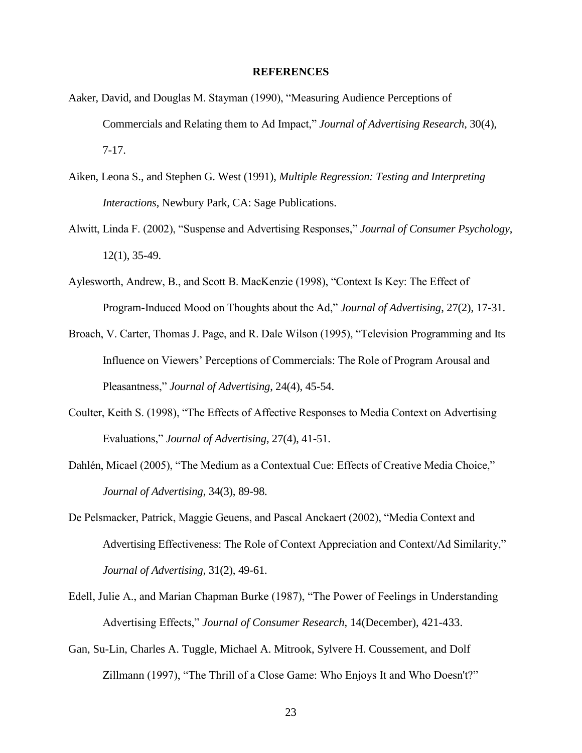## REFERENCES

Aaker, David, and Douglas M. Stayman (1990), "Measuring Audience Perceptions of Commercials and Relating them to Ad Impact," *Journal of Advertising Research*, 30(4), 7-17.

Aiken, Leona S., and Stephen G. West (1991), *Multiple Regression: Testing and Interpreting Interactions*, Newbury Park, CA: Sage Publications.

Alwitt, Linda F. (2002), "Suspense and Advertising Responses," *Journal of Consumer Psychology*, 12(1), 35-49.

Aylesworth, Andrew, B., and Scott B. MacKenzie (1998), "Context Is Key: The Effect of Program-Induced Mood on Thoughts about the Ad," *Journal of Advertising*, 27(2), 17-31.

Broach, V. Carter, Thomas J. Page, and R. Dale Wilson (1995), "Television Programming and Its Influence on Viewers' Perceptions of Commercials: The Role of Program Arousal and Pleasantness," *Journal of Advertising*, 24(4), 45-54.

Coulter, Keith S. (1998), "The Effects of Affective Responses to Media Context on Advertising Evaluations," *Journal of Advertising*, 27(4), 41-51.

Dahlén, Micael (2005), "The Medium as a Contextual Cue: Effects of Creative Media Choice," *Journal of Advertising*, 34(3), 89-98.

De Pelsmacker, Patrick, Maggie Geuens, and Pascal Anckaert (2002), "Media Context and Advertising Effectiveness: The Role of Context Appreciation and Context/Ad Similarity," *Journal of Advertising*, 31(2), 49-61.

Edell, Julie A., and Marian Chapman Burke (1987), "The Power of Feelings in Understanding Advertising Effects," *Journal of Consumer Research*, 14(December), 421-433.

Gan, Su-Lin, Charles A. Tuggle, Michael A. Mitrook, Sylvere H. Coussement, and Dolf Zillmann (1997), "The Thrill of a Close Game: Who Enjoys It and Who Doesn't?"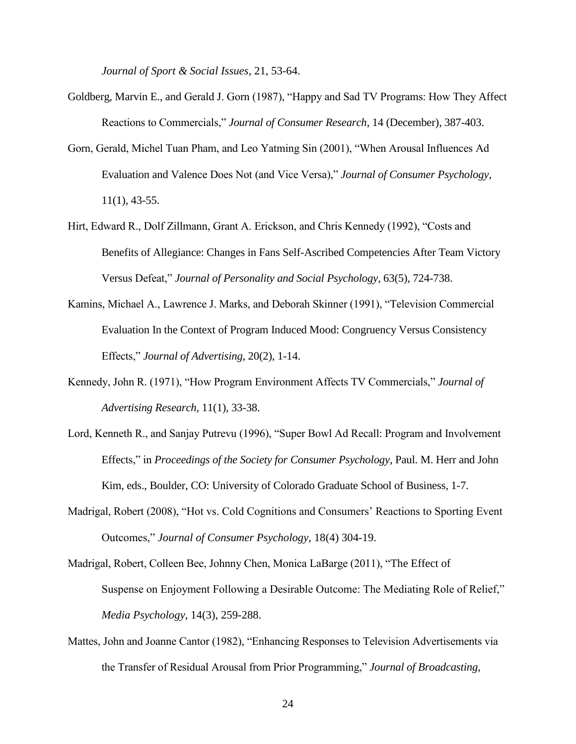*Journal of Sport & Social Issues*, 21, 53-64.

Goldberg, Marvin E., and Gerald J. Gorn (1987), "Happy and Sad TV Programs: How They Affect Reactions to Commercials," *Journal of Consumer Research*, 14 (December), 387-403.

Gorn, Gerald, Michel Tuan Pham, and Leo Yatming Sin (2001), "When Arousal Influences Ad Evaluation and Valence Does Not (and Vice Versa)," *Journal of Consumer Psychology*, 11(1), 43-55.

Hirt, Edward R., Dolf Zillmann, Grant A. Erickson, and Chris Kennedy (1992), "Costs and Benefits of Allegiance: Changes in Fans Self-Ascribed Competencies After Team Victory Versus Defeat," *Journal of Personality and Social Psychology*, 63(5), 724-738.

Kamins, Michael A., Lawrence J. Marks, and Deborah Skinner (1991), "Television Commercial Evaluation In the Context of Program Induced Mood: Congruency Versus Consistency Effects," *Journal of Advertising*, 20(2), 1-14.

Kennedy, John R. (1971), "How Program Environment Affects TV Commercials," *Journal of Advertising Research*, 11(1), 33-38.

Lord, Kenneth R., and Sanjay Putrevu (1996), "Super Bowl Ad Recall: Program and Involvement Effects," in *Proceedings of the Society for Consumer Psychology*, Paul. M. Herr and John Kim, eds., Boulder, CO: University of Colorado Graduate School of Business, 1-7.

Madrigal, Robert (2008), "Hot vs. Cold Cognitions and Consumers' Reactions to Sporting Event Outcomes," *Journal of Consumer Psychology*, 18(4) 304-19.

Madrigal, Robert, Colleen Bee, Johnny Chen, Monica LaBarge (2011), "The Effect of Suspense on Enjoyment Following a Desirable Outcome: The Mediating Role of Relief," *Media Psychology*, 14(3), 259-288.

Mattes, John and Joanne Cantor (1982), "Enhancing Responses to Television Advertisements via the Transfer of Residual Arousal from Prior Programming," *Journal of Broadcasting*,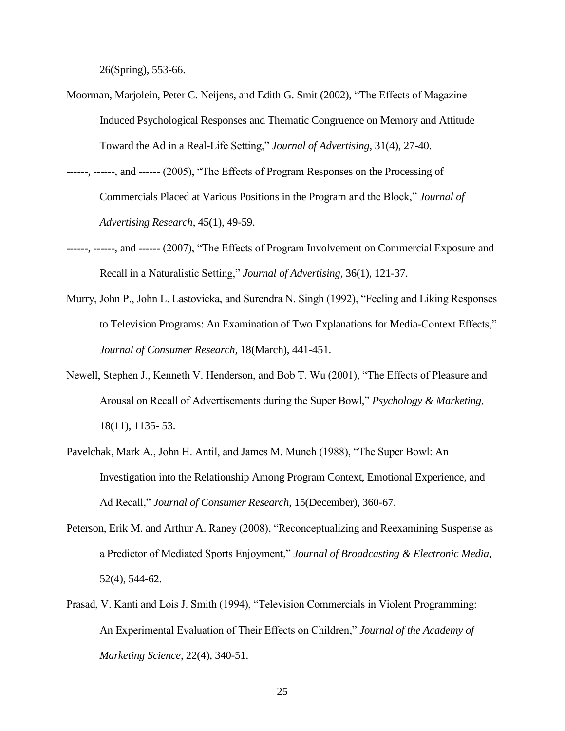26(Spring), 553-66.

Moorman, Marjolein, Peter C. Neijens, and Edith G. Smit (2002), "The Effects of Magazine Induced Psychological Responses and Thematic Congruence on Memory and Attitude Toward the Ad in a Real-Life Setting," *Journal of Advertising*, 31(4), 27-40.

------, ------, and ------ (2005), "The Effects of Program Responses on the Processing of Commercials Placed at Various Positions in the Program and the Block," *Journal of Advertising Research*, 45(1), 49-59.

------, ------, and ------ (2007), "The Effects of Program Involvement on Commercial Exposure and Recall in a Naturalistic Setting," *Journal of Advertising*, 36(1), 121-37.

Murry, John P., John L. Lastovicka, and Surendra N. Singh (1992), "Feeling and Liking Responses to Television Programs: An Examination of Two Explanations for Media-Context Effects," *Journal of Consumer Research*, 18(March), 441-451.

Newell, Stephen J., Kenneth V. Henderson, and Bob T. Wu (2001), "The Effects of Pleasure and Arousal on Recall of Advertisements during the Super Bowl," *Psychology & Marketing*, 18(11), 1135- 53.

Pavelchak, Mark A., John H. Antil, and James M. Munch (1988), "The Super Bowl: An Investigation into the Relationship Among Program Context, Emotional Experience, and Ad Recall," *Journal of Consumer Research*, 15(December), 360-67.

Peterson, Erik M. and Arthur A. Raney (2008), "Reconceptualizing and Reexamining Suspense as a Predictor of Mediated Sports Enjoyment," *Journal of Broadcasting & Electronic Media*, 52(4), 544-62.

Prasad, V. Kanti and Lois J. Smith (1994), "Television Commercials in Violent Programming: An Experimental Evaluation of Their Effects on Children," *Journal of the Academy of Marketing Science*, 22(4), 340-51.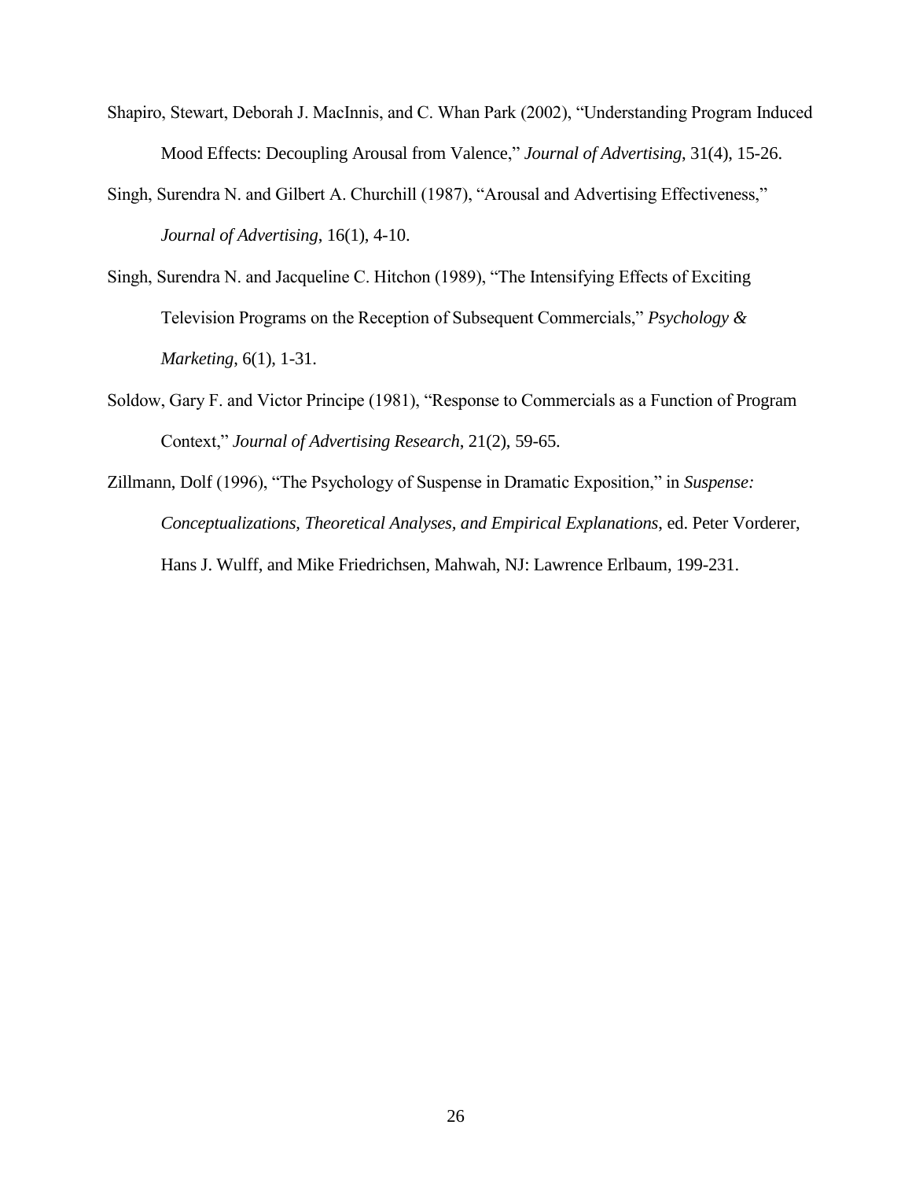Shapiro, Stewart, Deborah J. MacInnis, and C. Whan Park (2002), "Understanding Program Induced Mood Effects: Decoupling Arousal from Valence," *Journal of Advertising*, 31(4), 15-26.

Singh, Surendra N. and Gilbert A. Churchill (1987), "Arousal and Advertising Effectiveness," *Journal of Advertising*, 16(1), 4-10.

Singh, Surendra N. and Jacqueline C. Hitchon (1989), "The Intensifying Effects of Exciting Television Programs on the Reception of Subsequent Commercials," *Psychology & Marketing*, 6(1), 1-31.

Soldow, Gary F. and Victor Principe (1981), "Response to Commercials as a Function of Program Context," *Journal of Advertising Research*, 21(2), 59-65.

Zillmann, Dolf (1996), "The Psychology of Suspense in Dramatic Exposition," in *Suspense: Conceptualizations, Theoretical Analyses, and Empirical Explanations*, ed. Peter Vorderer, Hans J. Wulff, and Mike Friedrichsen, Mahwah, NJ: Lawrence Erlbaum, 199-231.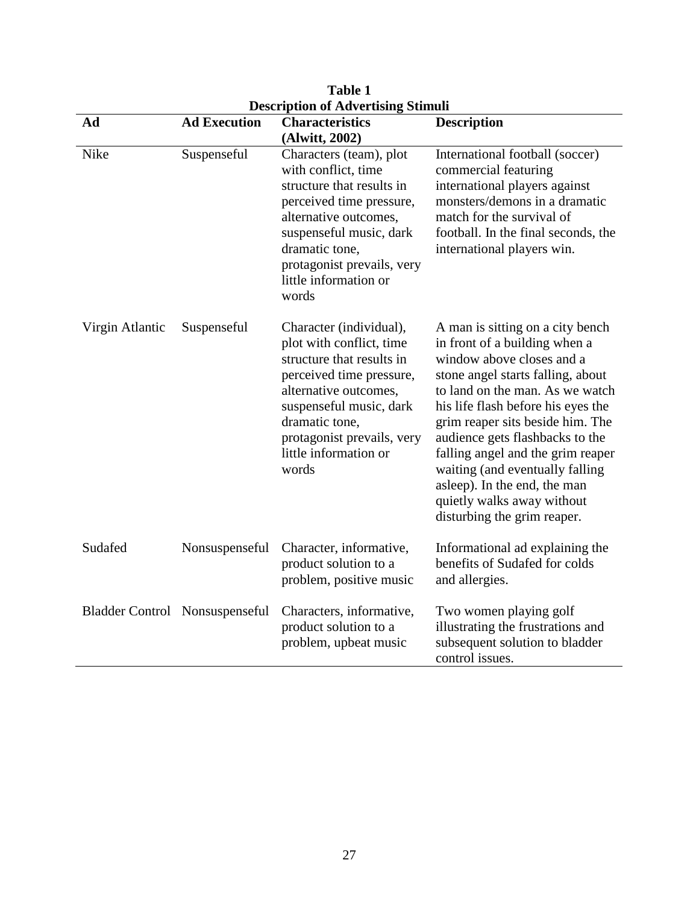**Table 1**
**Description of Advertising Stimuli**

| Ad | Ad Execution | Characteristics (Alwitt, 2002) | Description |
|---|---|---|---|
| Nike | Suspenseful | Characters (team), plot with conflict, time structure that results in perceived time pressure, alternative outcomes, suspenseful music, dark dramatic tone, protagonist prevails, very little information or words | International football (soccer) commercial featuring international players against monsters/demons in a dramatic match for the survival of football. In the final seconds, the international players win. |
| Virgin Atlantic | Suspenseful | Character (individual), plot with conflict, time structure that results in perceived time pressure, alternative outcomes, suspenseful music, dark dramatic tone, protagonist prevails, very little information or words | A man is sitting on a city bench in front of a building when a window above closes and a stone angel starts falling, about to land on the man. As we watch his life flash before his eyes the grim reaper sits beside him. The audience gets flashbacks to the falling angel and the grim reaper waiting (and eventually falling asleep). In the end, the man quietly walks away without disturbing the grim reaper. |
| Sudafed | Nonsuspenseful | Character, informative, product solution to a problem, positive music | Informational ad explaining the benefits of Sudafed for colds and allergies. |
| Bladder Control | Nonsuspenseful | Characters, informative, product solution to a problem, upbeat music | Two women playing golf illustrating the frustrations and subsequent solution to bladder control issues. |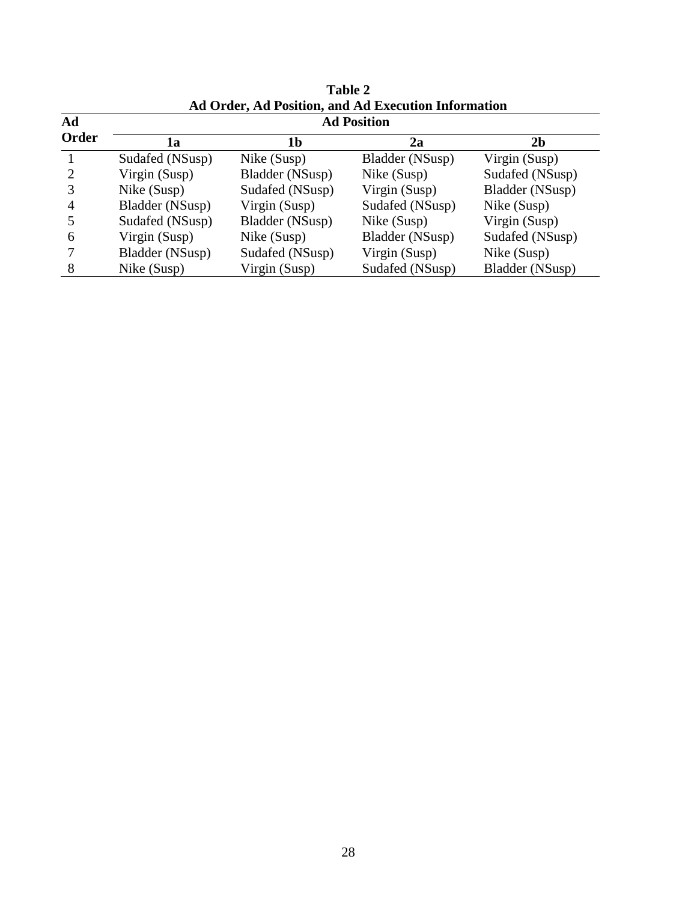**Table 2**
**Ad Order, Ad Position, and Ad Execution Information**

| Ad Order | Ad Position | | | |
|---|---|---|---|---|
| | **1a** | **1b** | **2a** | **2b** |
| 1 | Sudafed (NSusp) | Nike (Susp) | Bladder (NSusp) | Virgin (Susp) |
| 2 | Virgin (Susp) | Bladder (NSusp) | Nike (Susp) | Sudafed (NSusp) |
| 3 | Nike (Susp) | Sudafed (NSusp) | Virgin (Susp) | Bladder (NSusp) |
| 4 | Bladder (NSusp) | Virgin (Susp) | Sudafed (NSusp) | Nike (Susp) |
| 5 | Sudafed (NSusp) | Bladder (NSusp) | Nike (Susp) | Virgin (Susp) |
| 6 | Virgin (Susp) | Nike (Susp) | Bladder (NSusp) | Sudafed (NSusp) |
| 7 | Bladder (NSusp) | Sudafed (NSusp) | Virgin (Susp) | Nike (Susp) |
| 8 | Nike (Susp) | Virgin (Susp) | Sudafed (NSusp) | Bladder (NSusp) |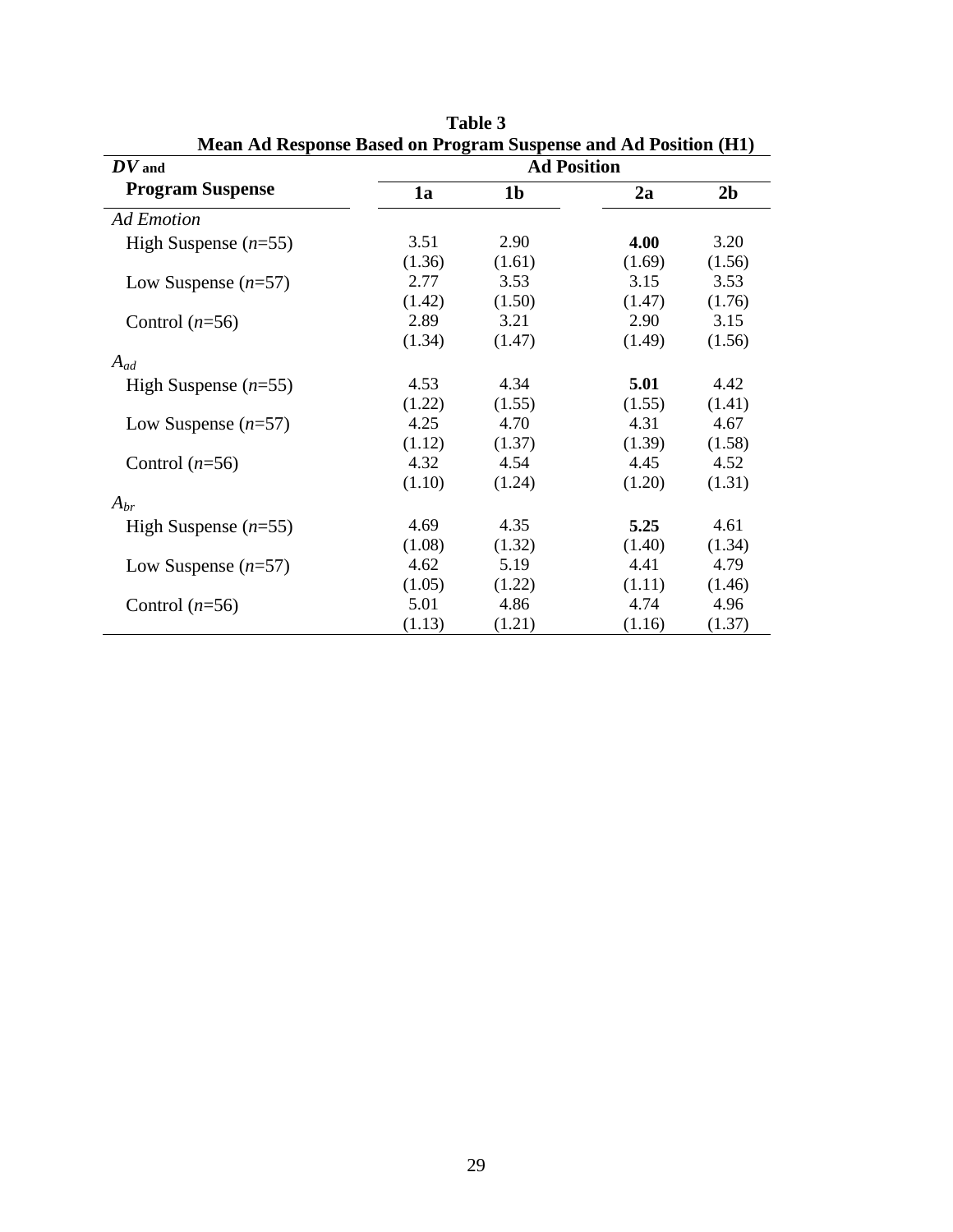**Table 3**

**Mean Ad Response Based on Program Suspense and Ad Position (H1)**

| ***DV* and Program Suspense** | **Ad Position** | | | |
|---|---|---|---|---|
| | **1a** | **1b** | **2a** | **2b** |
| *Ad Emotion* | | | | |
| High Suspense (*n*=55) | 3.51 | 2.90 | **4.00** | 3.20 |
| | (1.36) | (1.61) | (1.69) | (1.56) |
| Low Suspense (*n*=57) | 2.77 | 3.53 | 3.15 | 3.53 |
| | (1.42) | (1.50) | (1.47) | (1.76) |
| Control (*n*=56) | 2.89 | 3.21 | 2.90 | 3.15 |
| | (1.34) | (1.47) | (1.49) | (1.56) |
| $A_{ad}$ | | | | |
| High Suspense (*n*=55) | 4.53 | 4.34 | **5.01** | 4.42 |
| | (1.22) | (1.55) | (1.55) | (1.41) |
| Low Suspense (*n*=57) | 4.25 | 4.70 | 4.31 | 4.67 |
| | (1.12) | (1.37) | (1.39) | (1.58) |
| Control (*n*=56) | 4.32 | 4.54 | 4.45 | 4.52 |
| | (1.10) | (1.24) | (1.20) | (1.31) |
| $A_{br}$ | | | | |
| High Suspense (*n*=55) | 4.69 | 4.35 | **5.25** | 4.61 |
| | (1.08) | (1.32) | (1.40) | (1.34) |
| Low Suspense (*n*=57) | 4.62 | 5.19 | 4.41 | 4.79 |
| | (1.05) | (1.22) | (1.11) | (1.46) |
| Control (*n*=56) | 5.01 | 4.86 | 4.74 | 4.96 |
| | (1.13) | (1.21) | (1.16) | (1.37) |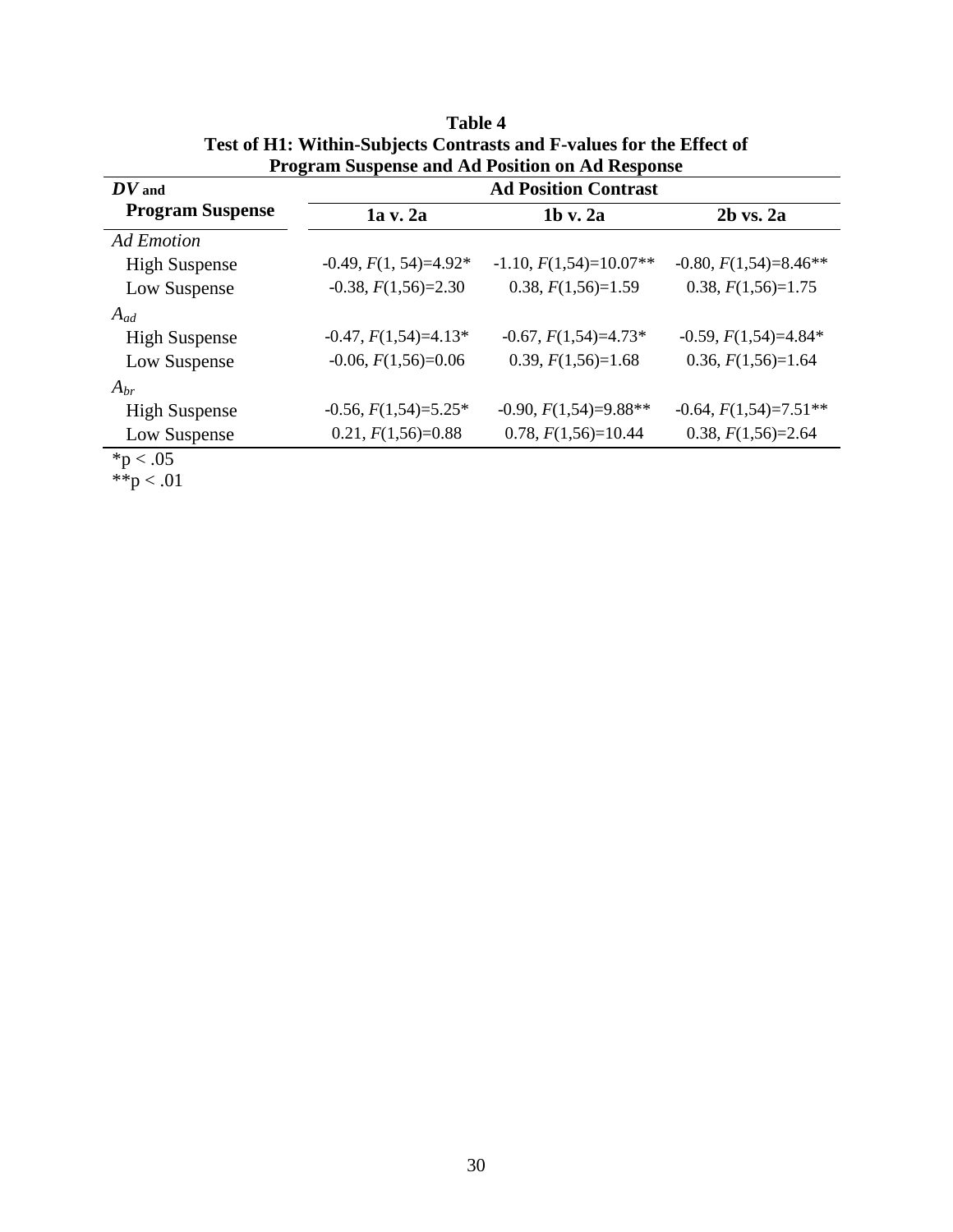**Table 4**
**Test of H1: Within-Subjects Contrasts and F-values for the Effect of Program Suspense and Ad Position on Ad Response**

| ***DV* and Program Suspense** | **Ad Position Contrast** | | |
|---|---|---|---|
| | **1a v. 2a** | **1b v. 2a** | **2b vs. 2a** |
| *Ad Emotion* | | | |
| High Suspense | -0.49, $F(1, 54)=4.92$* | -1.10, $F(1,54)=10.07$** | -0.80, $F(1,54)=8.46$** |
| Low Suspense | -0.38, $F(1,56)=2.30$ | 0.38, $F(1,56)=1.59$ | 0.38, $F(1,56)=1.75$ |
| $A_{ad}$ | | | |
| High Suspense | -0.47, $F(1,54)=4.13$* | -0.67, $F(1,54)=4.73$* | -0.59, $F(1,54)=4.84$* |
| Low Suspense | -0.06, $F(1,56)=0.06$ | 0.39, $F(1,56)=1.68$ | 0.36, $F(1,56)=1.64$ |
| $A_{br}$ | | | |
| High Suspense | -0.56, $F(1,54)=5.25$* | -0.90, $F(1,54)=9.88$** | -0.64, $F(1,54)=7.51$** |
| Low Suspense | 0.21, $F(1,56)=0.88$ | 0.78, $F(1,56)=10.44$ | 0.38, $F(1,56)=2.64$ |

*$p < .05$
**$p < .01$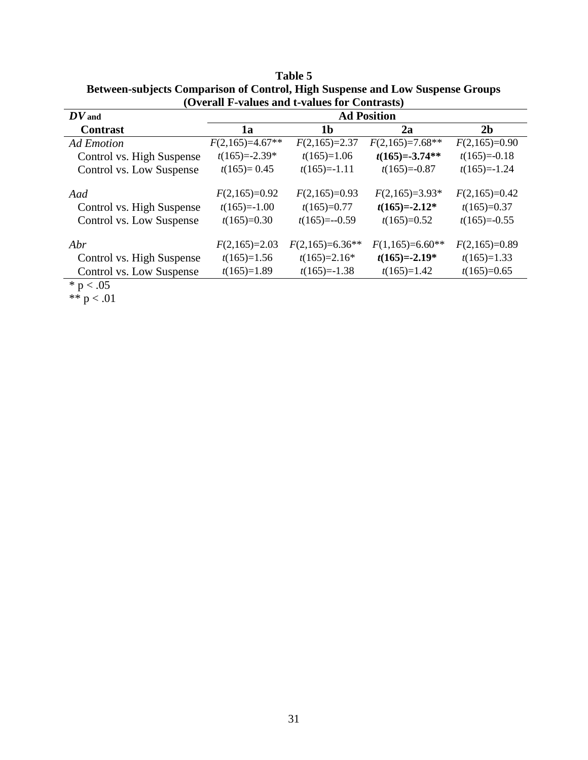**Table 5**
**Between-subjects Comparison of Control, High Suspense and Low Suspense Groups**
**(Overall F-values and t-values for Contrasts)**

| ***DV* and** | **Ad Position** | | | |
|---|---|---|---|---|
| **Contrast** | **1a** | **1b** | **2a** | **2b** |
| *Ad Emotion* | $F(2,165)=4.67$** | $F(2,165)=2.37$ | $F(2,165)=7.68$** | $F(2,165)=0.90$ |
| Control vs. High Suspense | $t(165)=-2.39$* | $t(165)=1.06$ | **$t(165)=-3.74$**** | $t(165)=-0.18$ |
| Control vs. Low Suspense | $t(165)= 0.45$ | $t(165)=-1.11$ | $t(165)=-0.87$ | $t(165)=-1.24$ |
| *Aad* | $F(2,165)=0.92$ | $F(2,165)=0.93$ | $F(2,165)=3.93$* | $F(2,165)=0.42$ |
| Control vs. High Suspense | $t(165)=-1.00$ | $t(165)=0.77$ | **$t(165)=-2.12$*** | $t(165)=0.37$ |
| Control vs. Low Suspense | $t(165)=0.30$ | $t(165)=--0.59$ | $t(165)=0.52$ | $t(165)=-0.55$ |
| *Abr* | $F(2,165)=2.03$ | $F(2,165)=6.36$** | $F(1,165)=6.60$** | $F(2,165)=0.89$ |
| Control vs. High Suspense | $t(165)=1.56$ | $t(165)=2.16$* | **$t(165)=-2.19$*** | $t(165)=1.33$ |
| Control vs. Low Suspense | $t(165)=1.89$ | $t(165)=-1.38$ | $t(165)=1.42$ | $t(165)=0.65$ |

* $p < .05$
** $p < .01$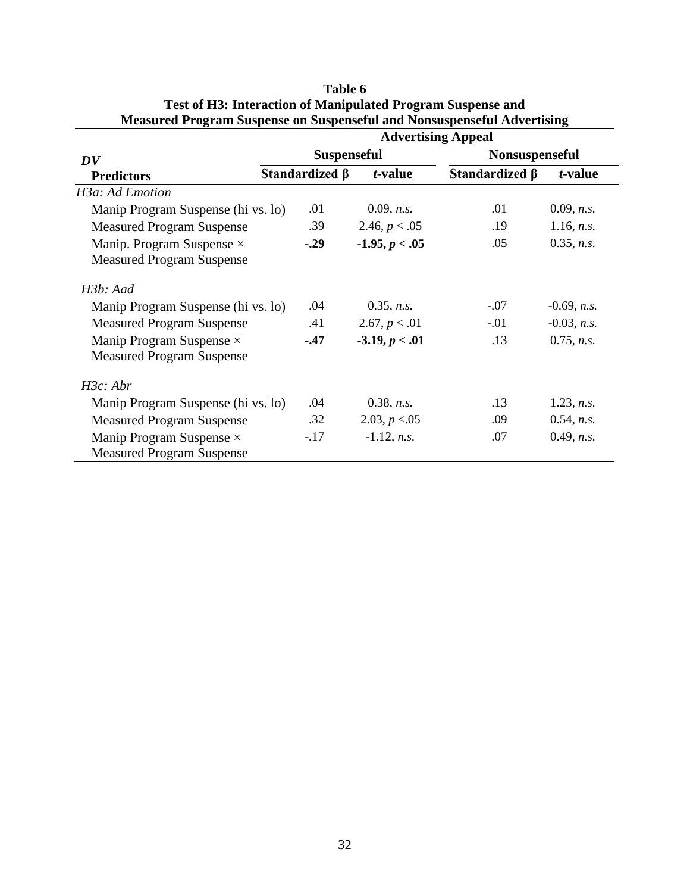**Table 6**
**Test of H3: Interaction of Manipulated Program Suspense and Measured Program Suspense on Suspenseful and Nonsuspenseful Advertising**

| *DV* | Advertising Appeal | | | |
|---|---|---|---|---|
| | Suspenseful | | Nonsuspenseful | |
| **Predictors** | **Standardized β** | ***t*-value** | **Standardized β** | ***t*-value** |
| *H3a: Ad Emotion* | | | | |
| Manip Program Suspense (hi vs. lo) | .01 | 0.09, *n.s.* | .01 | 0.09, *n.s.* |
| Measured Program Suspense | .39 | 2.46, $p < .05$ | .19 | 1.16, *n.s.* |
| Manip. Program Suspense × Measured Program Suspense | **-.29** | **-1.95, $p < .05$** | .05 | 0.35, *n.s.* |
| *H3b: Aad* | | | | |
| Manip Program Suspense (hi vs. lo) | .04 | 0.35, *n.s.* | -.07 | -0.69, *n.s.* |
| Measured Program Suspense | .41 | 2.67, $p < .01$ | -.01 | -0.03, *n.s.* |
| Manip Program Suspense × Measured Program Suspense | **-.47** | **-3.19, $p < .01$** | .13 | 0.75, *n.s.* |
| *H3c: Abr* | | | | |
| Manip Program Suspense (hi vs. lo) | .04 | 0.38, *n.s.* | .13 | 1.23, *n.s.* |
| Measured Program Suspense | .32 | 2.03, $p < .05$ | .09 | 0.54, *n.s.* |
| Manip Program Suspense × Measured Program Suspense | -.17 | -1.12, *n.s.* | .07 | 0.49, *n.s.* |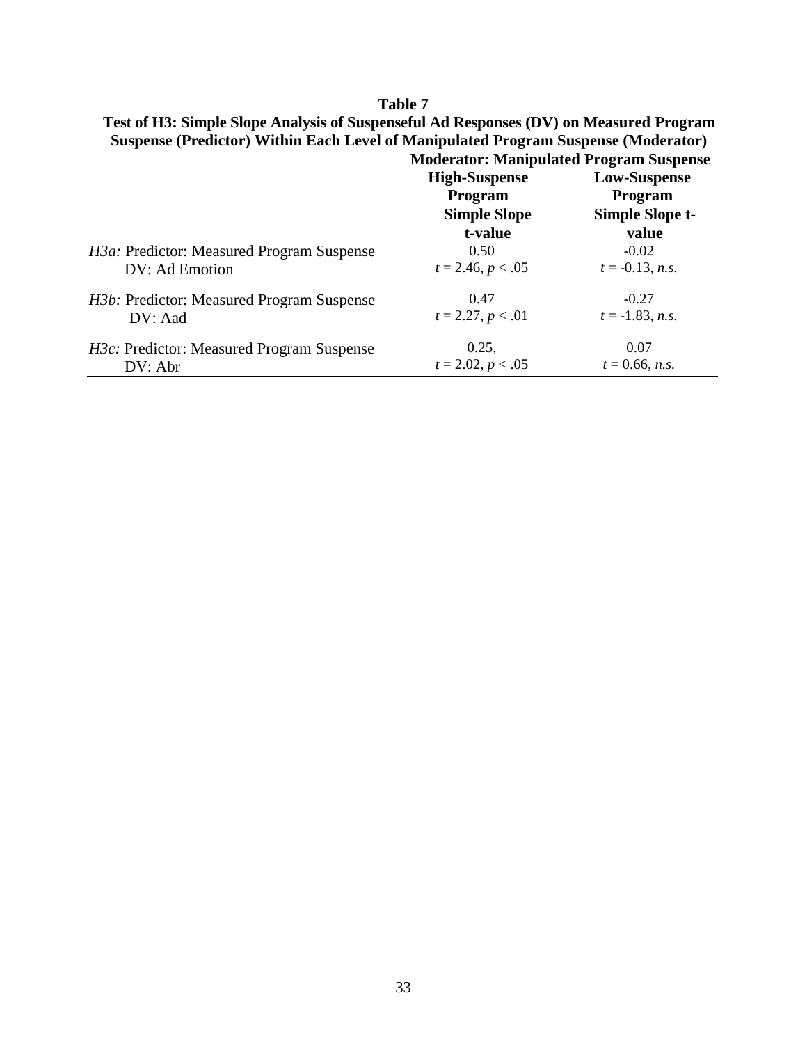**Table 7**

**Test of H3: Simple Slope Analysis of Suspenseful Ad Responses (DV) on Measured Program Suspense (Predictor) Within Each Level of Manipulated Program Suspense (Moderator)**

| | **Moderator: Manipulated Program Suspense** | |
|---|---|---|
| | **High-Suspense Program** | **Low-Suspense Program** |
| | **Simple Slope t-value** | **Simple Slope t-value** |
| *H3a:* Predictor: Measured Program Suspense DV: Ad Emotion | 0.50 $t = 2.46$, $p < .05$ | -0.02 $t = -0.13$, *n.s.* |
| *H3b:* Predictor: Measured Program Suspense DV: Aad | 0.47 $t = 2.27$, $p < .01$ | -0.27 $t = -1.83$, *n.s.* |
| *H3c:* Predictor: Measured Program Suspense DV: Abr | 0.25, $t = 2.02$, $p < .05$ | 0.07 $t = 0.66$, *n.s.* |